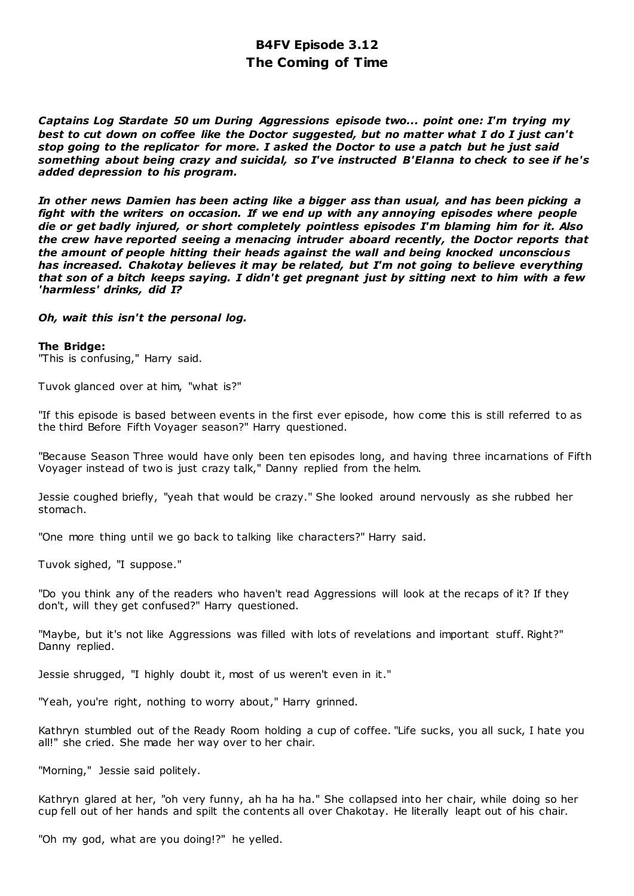# B4FV Episode 3.12
# The Coming of Time

***Captains Log Stardate 50 um During Aggressions episode two... point one: I'm trying my best to cut down on coffee like the Doctor suggested, but no matter what I do I just can't stop going to the replicator for more. I asked the Doctor to use a patch but he just said something about being crazy and suicidal, so I've instructed B'Elanna to check to see if he's added depression to his program.***

***In other news Damien has been acting like a bigger ass than usual, and has been picking a fight with the writers on occasion. If we end up with any annoying episodes where people die or get badly injured, or short completely pointless episodes I'm blaming him for it. Also the crew have reported seeing a menacing intruder aboard recently, the Doctor reports that the amount of people hitting their heads against the wall and being knocked unconscious has increased. Chakotay believes it may be related, but I'm not going to believe everything that son of a bitch keeps saying. I didn't get pregnant just by sitting next to him with a few 'harmless' drinks, did I?***

***Oh, wait this isn't the personal log.***

**The Bridge:**
"This is confusing," Harry said.

Tuvok glanced over at him, "what is?"

"If this episode is based between events in the first ever episode, how come this is still referred to as the third Before Fifth Voyager season?" Harry questioned.

"Because Season Three would have only been ten episodes long, and having three incarnations of Fifth Voyager instead of two is just crazy talk," Danny replied from the helm.

Jessie coughed briefly, "yeah that would be crazy." She looked around nervously as she rubbed her stomach.

"One more thing until we go back to talking like characters?" Harry said.

Tuvok sighed, "I suppose."

"Do you think any of the readers who haven't read Aggressions will look at the recaps of it? If they don't, will they get confused?" Harry questioned.

"Maybe, but it's not like Aggressions was filled with lots of revelations and important stuff. Right?" Danny replied.

Jessie shrugged, "I highly doubt it, most of us weren't even in it."

"Yeah, you're right, nothing to worry about," Harry grinned.

Kathryn stumbled out of the Ready Room holding a cup of coffee. "Life sucks, you all suck, I hate you all!" she cried. She made her way over to her chair.

"Morning," Jessie said politely.

Kathryn glared at her, "oh very funny, ah ha ha ha." She collapsed into her chair, while doing so her cup fell out of her hands and spilt the contents all over Chakotay. He literally leapt out of his chair.

"Oh my god, what are you doing!?" he yelled.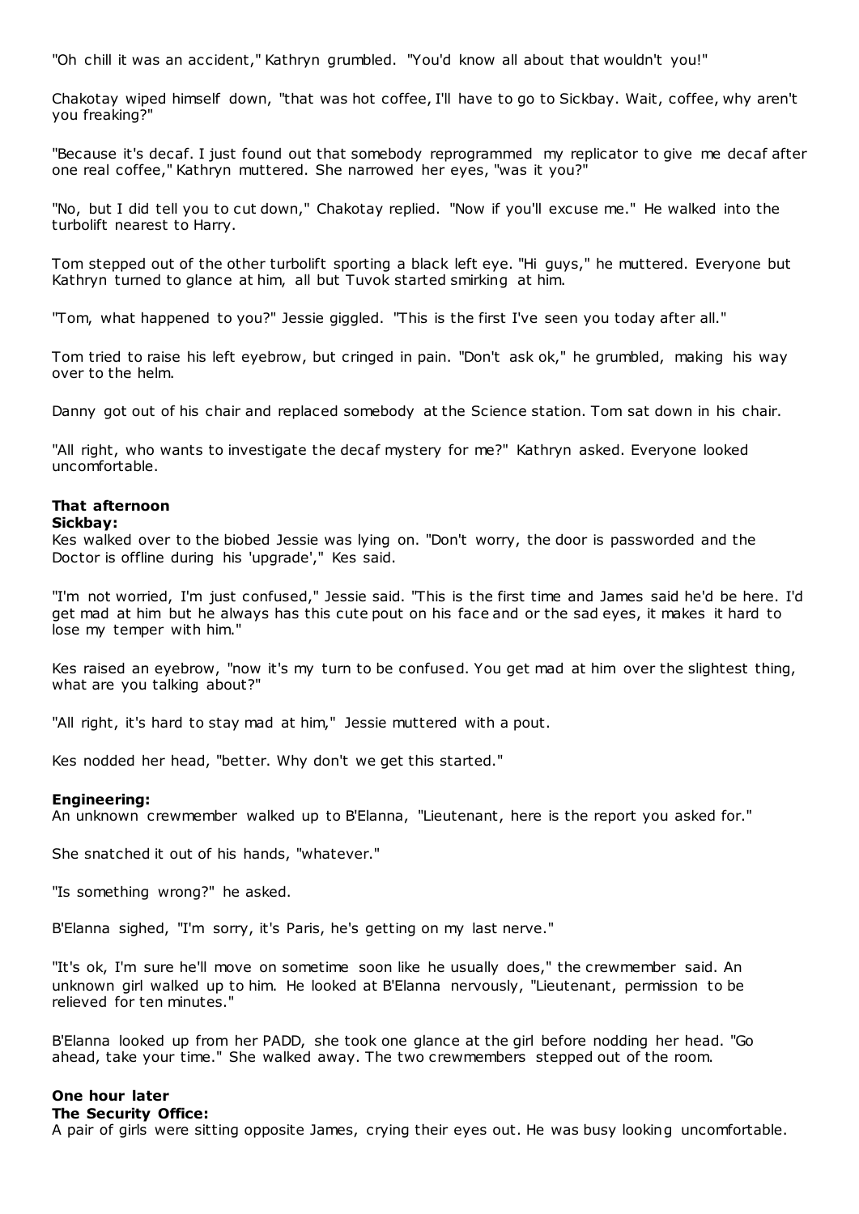"Oh chill it was an accident," Kathryn grumbled. "You'd know all about that wouldn't you!"

Chakotay wiped himself down, "that was hot coffee, I'll have to go to Sickbay. Wait, coffee, why aren't you freaking?"

"Because it's decaf. I just found out that somebody reprogrammed my replicator to give me decaf after one real coffee," Kathryn muttered. She narrowed her eyes, "was it you?"

"No, but I did tell you to cut down," Chakotay replied. "Now if you'll excuse me." He walked into the turbolift nearest to Harry.

Tom stepped out of the other turbolift sporting a black left eye. "Hi guys," he muttered. Everyone but Kathryn turned to glance at him, all but Tuvok started smirking at him.

"Tom, what happened to you?" Jessie giggled. "This is the first I've seen you today after all."

Tom tried to raise his left eyebrow, but cringed in pain. "Don't ask ok," he grumbled, making his way over to the helm.

Danny got out of his chair and replaced somebody at the Science station. Tom sat down in his chair.

"All right, who wants to investigate the decaf mystery for me?" Kathryn asked. Everyone looked uncomfortable.

**That afternoon**
**Sickbay:**
Kes walked over to the biobed Jessie was lying on. "Don't worry, the door is passworded and the Doctor is offline during his 'upgrade'," Kes said.

"I'm not worried, I'm just confused," Jessie said. "This is the first time and James said he'd be here. I'd get mad at him but he always has this cute pout on his face and or the sad eyes, it makes it hard to lose my temper with him."

Kes raised an eyebrow, "now it's my turn to be confused. You get mad at him over the slightest thing, what are you talking about?"

"All right, it's hard to stay mad at him," Jessie muttered with a pout.

Kes nodded her head, "better. Why don't we get this started."

**Engineering:**
An unknown crewmember walked up to B'Elanna, "Lieutenant, here is the report you asked for."

She snatched it out of his hands, "whatever."

"Is something wrong?" he asked.

B'Elanna sighed, "I'm sorry, it's Paris, he's getting on my last nerve."

"It's ok, I'm sure he'll move on sometime soon like he usually does," the crewmember said. An unknown girl walked up to him. He looked at B'Elanna nervously, "Lieutenant, permission to be relieved for ten minutes."

B'Elanna looked up from her PADD, she took one glance at the girl before nodding her head. "Go ahead, take your time." She walked away. The two crewmembers stepped out of the room.

**One hour later**
**The Security Office:**
A pair of girls were sitting opposite James, crying their eyes out. He was busy looking uncomfortable.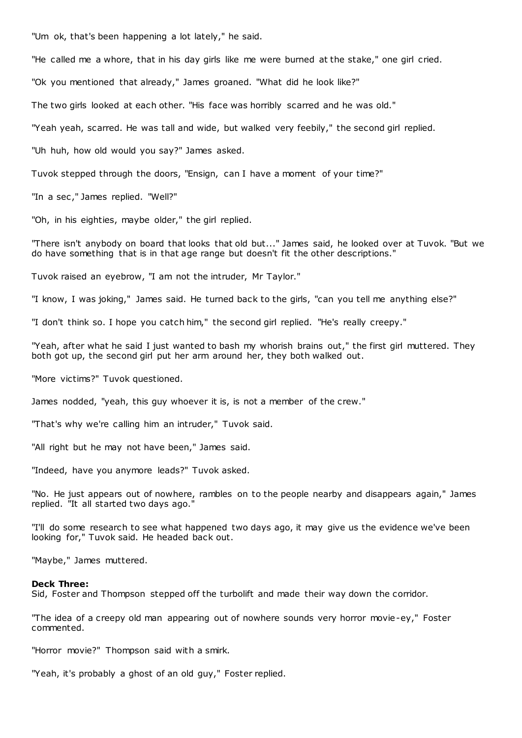"Um ok, that's been happening a lot lately," he said.

"He called me a whore, that in his day girls like me were burned at the stake," one girl cried.

"Ok you mentioned that already," James groaned. "What did he look like?"

The two girls looked at each other. "His face was horribly scarred and he was old."

"Yeah yeah, scarred. He was tall and wide, but walked very feebily," the second girl replied.

"Uh huh, how old would you say?" James asked.

Tuvok stepped through the doors, "Ensign, can I have a moment of your time?"

"In a sec," James replied. "Well?"

"Oh, in his eighties, maybe older," the girl replied.

"There isn't anybody on board that looks that old but..." James said, he looked over at Tuvok. "But we do have something that is in that age range but doesn't fit the other descriptions."

Tuvok raised an eyebrow, "I am not the intruder, Mr Taylor."

"I know, I was joking," James said. He turned back to the girls, "can you tell me anything else?"

"I don't think so. I hope you catch him," the second girl replied. "He's really creepy."

"Yeah, after what he said I just wanted to bash my whorish brains out," the first girl muttered. They both got up, the second girl put her arm around her, they both walked out.

"More victims?" Tuvok questioned.

James nodded, "yeah, this guy whoever it is, is not a member of the crew."

"That's why we're calling him an intruder," Tuvok said.

"All right but he may not have been," James said.

"Indeed, have you anymore leads?" Tuvok asked.

"No. He just appears out of nowhere, rambles on to the people nearby and disappears again," James replied. "It all started two days ago."

"I'll do some research to see what happened two days ago, it may give us the evidence we've been looking for," Tuvok said. He headed back out.

"Maybe," James muttered.

**Deck Three:**
Sid, Foster and Thompson stepped off the turbolift and made their way down the corridor.

"The idea of a creepy old man appearing out of nowhere sounds very horror movie-ey," Foster commented.

"Horror movie?" Thompson said with a smirk.

"Yeah, it's probably a ghost of an old guy," Foster replied.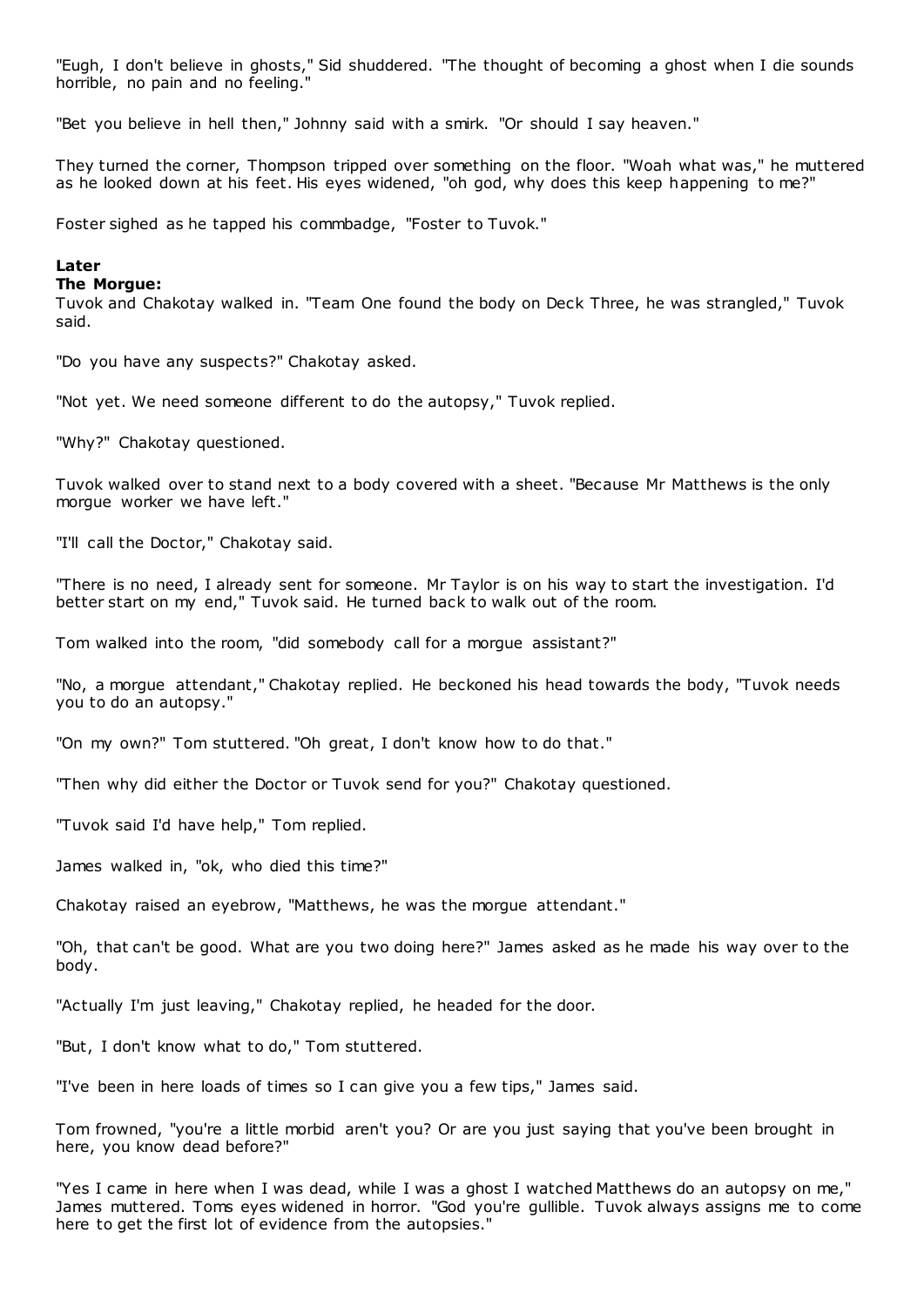"Eugh, I don't believe in ghosts," Sid shuddered. "The thought of becoming a ghost when I die sounds horrible, no pain and no feeling."

"Bet you believe in hell then," Johnny said with a smirk. "Or should I say heaven."

They turned the corner, Thompson tripped over something on the floor. "Woah what was," he muttered as he looked down at his feet. His eyes widened, "oh god, why does this keep happening to me?"

Foster sighed as he tapped his commbadge, "Foster to Tuvok."

**Later**
**The Morgue:**
Tuvok and Chakotay walked in. "Team One found the body on Deck Three, he was strangled," Tuvok said.

"Do you have any suspects?" Chakotay asked.

"Not yet. We need someone different to do the autopsy," Tuvok replied.

"Why?" Chakotay questioned.

Tuvok walked over to stand next to a body covered with a sheet. "Because Mr Matthews is the only morgue worker we have left."

"I'll call the Doctor," Chakotay said.

"There is no need, I already sent for someone. Mr Taylor is on his way to start the investigation. I'd better start on my end," Tuvok said. He turned back to walk out of the room.

Tom walked into the room, "did somebody call for a morgue assistant?"

"No, a morgue attendant," Chakotay replied. He beckoned his head towards the body, "Tuvok needs you to do an autopsy."

"On my own?" Tom stuttered. "Oh great, I don't know how to do that."

"Then why did either the Doctor or Tuvok send for you?" Chakotay questioned.

"Tuvok said I'd have help," Tom replied.

James walked in, "ok, who died this time?"

Chakotay raised an eyebrow, "Matthews, he was the morgue attendant."

"Oh, that can't be good. What are you two doing here?" James asked as he made his way over to the body.

"Actually I'm just leaving," Chakotay replied, he headed for the door.

"But, I don't know what to do," Tom stuttered.

"I've been in here loads of times so I can give you a few tips," James said.

Tom frowned, "you're a little morbid aren't you? Or are you just saying that you've been brought in here, you know dead before?"

"Yes I came in here when I was dead, while I was a ghost I watched Matthews do an autopsy on me," James muttered. Toms eyes widened in horror. "God you're gullible. Tuvok always assigns me to come here to get the first lot of evidence from the autopsies."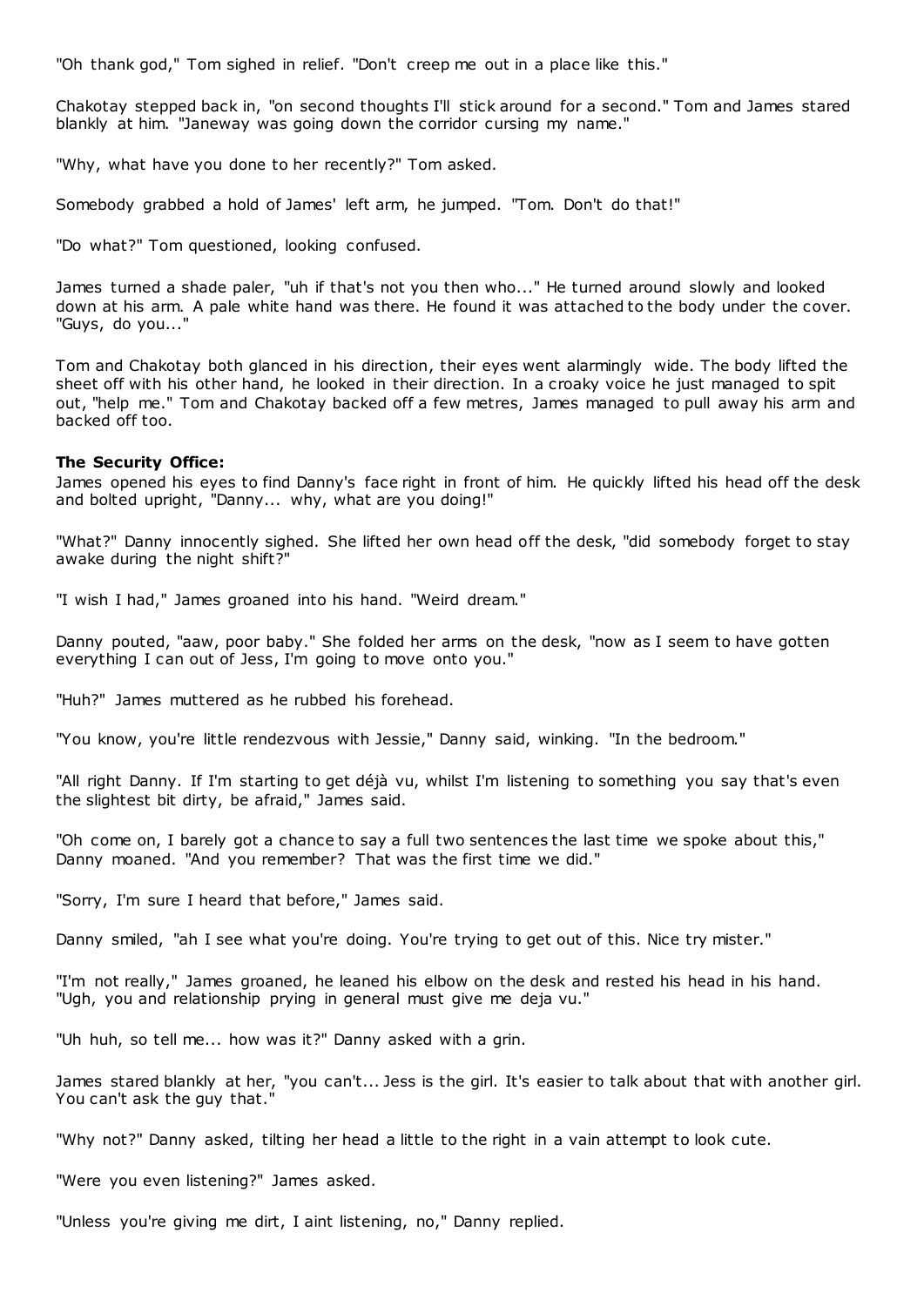"Oh thank god," Tom sighed in relief. "Don't creep me out in a place like this."

Chakotay stepped back in, "on second thoughts I'll stick around for a second." Tom and James stared blankly at him. "Janeway was going down the corridor cursing my name."

"Why, what have you done to her recently?" Tom asked.

Somebody grabbed a hold of James' left arm, he jumped. "Tom. Don't do that!"

"Do what?" Tom questioned, looking confused.

James turned a shade paler, "uh if that's not you then who..." He turned around slowly and looked down at his arm. A pale white hand was there. He found it was attached to the body under the cover. "Guys, do you..."

Tom and Chakotay both glanced in his direction, their eyes went alarmingly wide. The body lifted the sheet off with his other hand, he looked in their direction. In a croaky voice he just managed to spit out, "help me." Tom and Chakotay backed off a few metres, James managed to pull away his arm and backed off too.

**The Security Office:**
James opened his eyes to find Danny's face right in front of him. He quickly lifted his head off the desk and bolted upright, "Danny... why, what are you doing!"

"What?" Danny innocently sighed. She lifted her own head off the desk, "did somebody forget to stay awake during the night shift?"

"I wish I had," James groaned into his hand. "Weird dream."

Danny pouted, "aaw, poor baby." She folded her arms on the desk, "now as I seem to have gotten everything I can out of Jess, I'm going to move onto you."

"Huh?" James muttered as he rubbed his forehead.

"You know, you're little rendezvous with Jessie," Danny said, winking. "In the bedroom."

"All right Danny. If I'm starting to get déjà vu, whilst I'm listening to something you say that's even the slightest bit dirty, be afraid," James said.

"Oh come on, I barely got a chance to say a full two sentences the last time we spoke about this," Danny moaned. "And you remember? That was the first time we did."

"Sorry, I'm sure I heard that before," James said.

Danny smiled, "ah I see what you're doing. You're trying to get out of this. Nice try mister."

"I'm not really," James groaned, he leaned his elbow on the desk and rested his head in his hand. "Ugh, you and relationship prying in general must give me deja vu."

"Uh huh, so tell me... how was it?" Danny asked with a grin.

James stared blankly at her, "you can't... Jess is the girl. It's easier to talk about that with another girl. You can't ask the guy that."

"Why not?" Danny asked, tilting her head a little to the right in a vain attempt to look cute.

"Were you even listening?" James asked.

"Unless you're giving me dirt, I aint listening, no," Danny replied.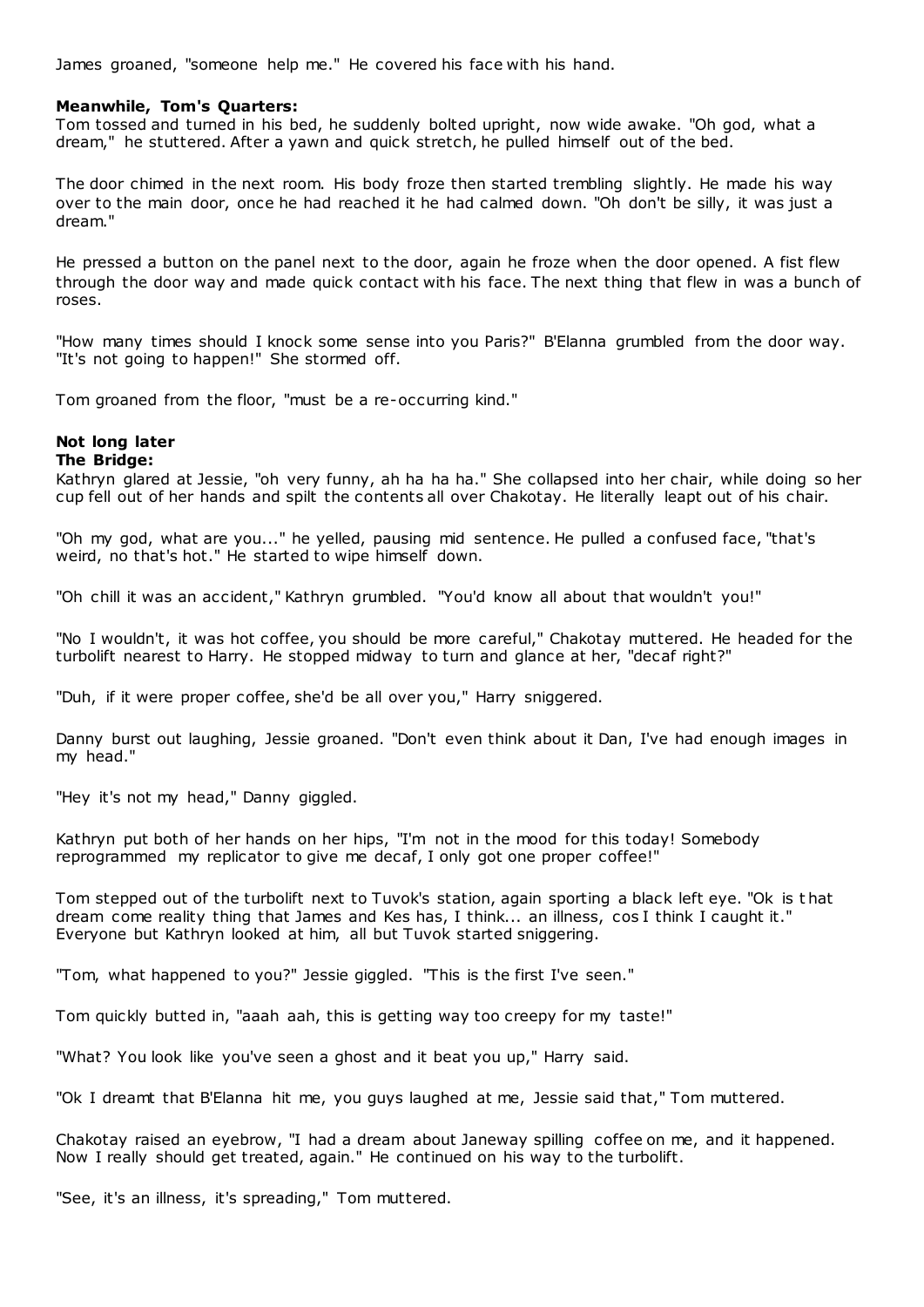James groaned, "someone help me." He covered his face with his hand.

**Meanwhile, Tom's Quarters:**

Tom tossed and turned in his bed, he suddenly bolted upright, now wide awake. "Oh god, what a dream," he stuttered. After a yawn and quick stretch, he pulled himself out of the bed.

The door chimed in the next room. His body froze then started trembling slightly. He made his way over to the main door, once he had reached it he had calmed down. "Oh don't be silly, it was just a dream."

He pressed a button on the panel next to the door, again he froze when the door opened. A fist flew through the door way and made quick contact with his face. The next thing that flew in was a bunch of roses.

"How many times should I knock some sense into you Paris?" B'Elanna grumbled from the door way. "It's not going to happen!" She stormed off.

Tom groaned from the floor, "must be a re-occurring kind."

**Not long later**
**The Bridge:**

Kathryn glared at Jessie, "oh very funny, ah ha ha ha." She collapsed into her chair, while doing so her cup fell out of her hands and spilt the contents all over Chakotay. He literally leapt out of his chair.

"Oh my god, what are you..." he yelled, pausing mid sentence. He pulled a confused face, "that's weird, no that's hot." He started to wipe himself down.

"Oh chill it was an accident," Kathryn grumbled. "You'd know all about that wouldn't you!"

"No I wouldn't, it was hot coffee, you should be more careful," Chakotay muttered. He headed for the turbolift nearest to Harry. He stopped midway to turn and glance at her, "decaf right?"

"Duh, if it were proper coffee, she'd be all over you," Harry sniggered.

Danny burst out laughing, Jessie groaned. "Don't even think about it Dan, I've had enough images in my head."

"Hey it's not my head," Danny giggled.

Kathryn put both of her hands on her hips, "I'm not in the mood for this today! Somebody reprogrammed my replicator to give me decaf, I only got one proper coffee!"

Tom stepped out of the turbolift next to Tuvok's station, again sporting a black left eye. "Ok is that dream come reality thing that James and Kes has, I think... an illness, cos I think I caught it." Everyone but Kathryn looked at him, all but Tuvok started sniggering.

"Tom, what happened to you?" Jessie giggled. "This is the first I've seen."

Tom quickly butted in, "aaah aah, this is getting way too creepy for my taste!"

"What? You look like you've seen a ghost and it beat you up," Harry said.

"Ok I dreamt that B'Elanna hit me, you guys laughed at me, Jessie said that," Tom muttered.

Chakotay raised an eyebrow, "I had a dream about Janeway spilling coffee on me, and it happened. Now I really should get treated, again." He continued on his way to the turbolift.

"See, it's an illness, it's spreading," Tom muttered.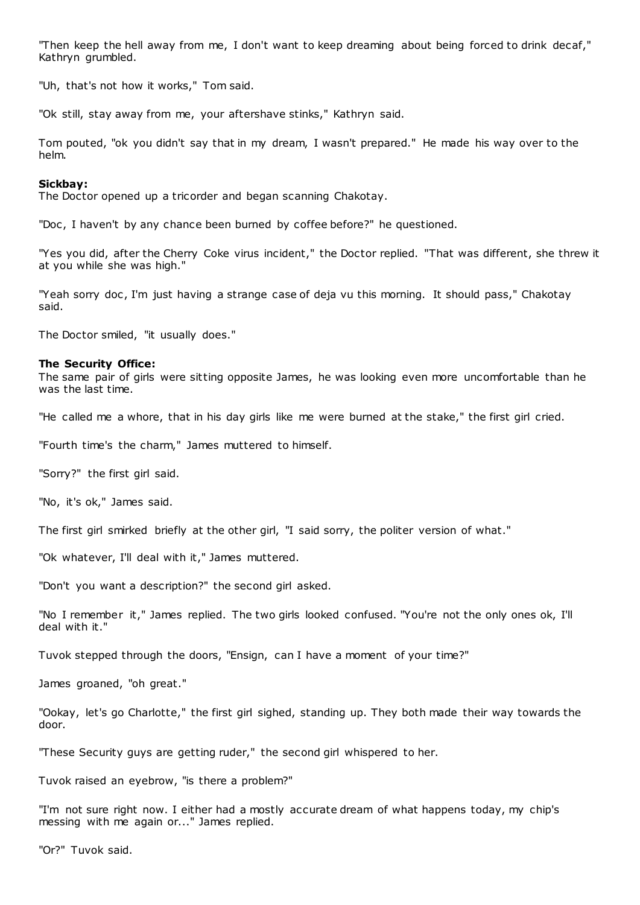"Then keep the hell away from me, I don't want to keep dreaming about being forced to drink decaf," Kathryn grumbled.

"Uh, that's not how it works," Tom said.

"Ok still, stay away from me, your aftershave stinks," Kathryn said.

Tom pouted, "ok you didn't say that in my dream, I wasn't prepared." He made his way over to the helm.

**Sickbay:**
The Doctor opened up a tricorder and began scanning Chakotay.

"Doc, I haven't by any chance been burned by coffee before?" he questioned.

"Yes you did, after the Cherry Coke virus incident," the Doctor replied. "That was different, she threw it at you while she was high."

"Yeah sorry doc, I'm just having a strange case of deja vu this morning. It should pass," Chakotay said.

The Doctor smiled, "it usually does."

**The Security Office:**
The same pair of girls were sitting opposite James, he was looking even more uncomfortable than he was the last time.

"He called me a whore, that in his day girls like me were burned at the stake," the first girl cried.

"Fourth time's the charm," James muttered to himself.

"Sorry?" the first girl said.

"No, it's ok," James said.

The first girl smirked briefly at the other girl, "I said sorry, the politer version of what."

"Ok whatever, I'll deal with it," James muttered.

"Don't you want a description?" the second girl asked.

"No I remember it," James replied. The two girls looked confused. "You're not the only ones ok, I'll deal with it."

Tuvok stepped through the doors, "Ensign, can I have a moment of your time?"

James groaned, "oh great."

"Ookay, let's go Charlotte," the first girl sighed, standing up. They both made their way towards the door.

"These Security guys are getting ruder," the second girl whispered to her.

Tuvok raised an eyebrow, "is there a problem?"

"I'm not sure right now. I either had a mostly accurate dream of what happens today, my chip's messing with me again or..." James replied.

"Or?" Tuvok said.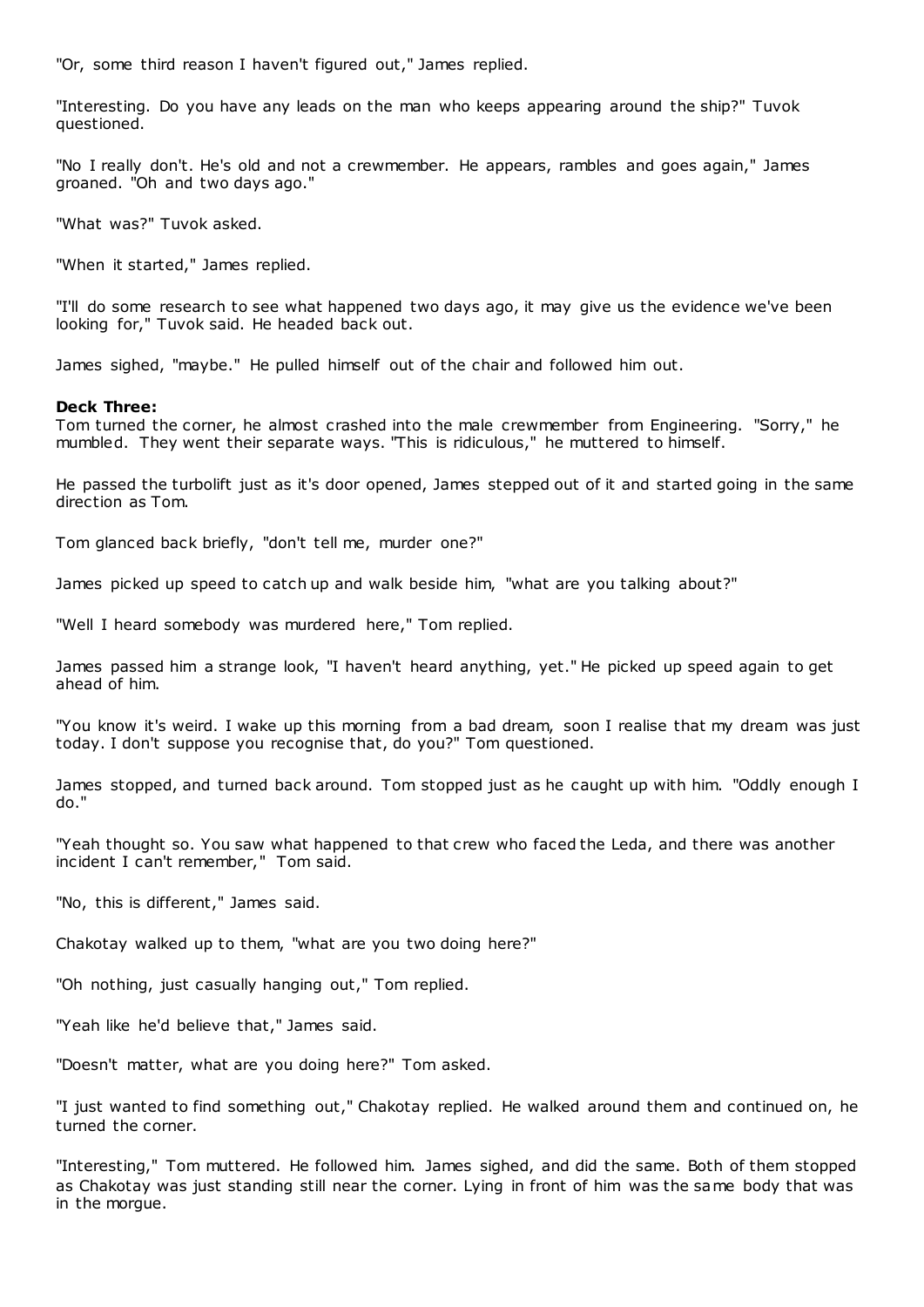"Or, some third reason I haven't figured out," James replied.

"Interesting. Do you have any leads on the man who keeps appearing around the ship?" Tuvok questioned.

"No I really don't. He's old and not a crewmember. He appears, rambles and goes again," James groaned. "Oh and two days ago."

"What was?" Tuvok asked.

"When it started," James replied.

"I'll do some research to see what happened two days ago, it may give us the evidence we've been looking for," Tuvok said. He headed back out.

James sighed, "maybe." He pulled himself out of the chair and followed him out.

**Deck Three:**
Tom turned the corner, he almost crashed into the male crewmember from Engineering. "Sorry," he mumbled. They went their separate ways. "This is ridiculous," he muttered to himself.

He passed the turbolift just as it's door opened, James stepped out of it and started going in the same direction as Tom.

Tom glanced back briefly, "don't tell me, murder one?"

James picked up speed to catch up and walk beside him, "what are you talking about?"

"Well I heard somebody was murdered here," Tom replied.

James passed him a strange look, "I haven't heard anything, yet." He picked up speed again to get ahead of him.

"You know it's weird. I wake up this morning from a bad dream, soon I realise that my dream was just today. I don't suppose you recognise that, do you?" Tom questioned.

James stopped, and turned back around. Tom stopped just as he caught up with him. "Oddly enough I do."

"Yeah thought so. You saw what happened to that crew who faced the Leda, and there was another incident I can't remember," Tom said.

"No, this is different," James said.

Chakotay walked up to them, "what are you two doing here?"

"Oh nothing, just casually hanging out," Tom replied.

"Yeah like he'd believe that," James said.

"Doesn't matter, what are you doing here?" Tom asked.

"I just wanted to find something out," Chakotay replied. He walked around them and continued on, he turned the corner.

"Interesting," Tom muttered. He followed him. James sighed, and did the same. Both of them stopped as Chakotay was just standing still near the corner. Lying in front of him was the same body that was in the morgue.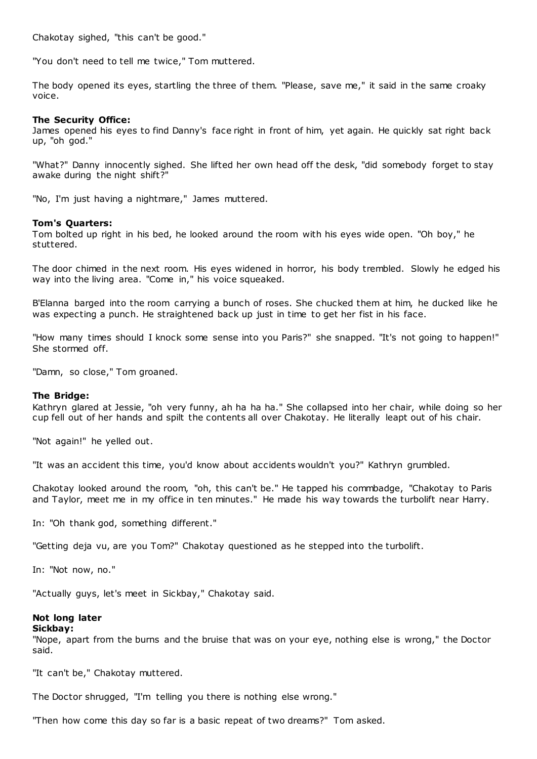Chakotay sighed, "this can't be good."

"You don't need to tell me twice," Tom muttered.

The body opened its eyes, startling the three of them. "Please, save me," it said in the same croaky voice.

**The Security Office:**
James opened his eyes to find Danny's face right in front of him, yet again. He quickly sat right back up, "oh god."

"What?" Danny innocently sighed. She lifted her own head off the desk, "did somebody forget to stay awake during the night shift?"

"No, I'm just having a nightmare," James muttered.

**Tom's Quarters:**
Tom bolted up right in his bed, he looked around the room with his eyes wide open. "Oh boy," he stuttered.

The door chimed in the next room. His eyes widened in horror, his body trembled. Slowly he edged his way into the living area. "Come in," his voice squeaked.

B'Elanna barged into the room carrying a bunch of roses. She chucked them at him, he ducked like he was expecting a punch. He straightened back up just in time to get her fist in his face.

"How many times should I knock some sense into you Paris?" she snapped. "It's not going to happen!" She stormed off.

"Damn, so close," Tom groaned.

**The Bridge:**
Kathryn glared at Jessie, "oh very funny, ah ha ha ha." She collapsed into her chair, while doing so her cup fell out of her hands and spilt the contents all over Chakotay. He literally leapt out of his chair.

"Not again!" he yelled out.

"It was an accident this time, you'd know about accidents wouldn't you?" Kathryn grumbled.

Chakotay looked around the room, "oh, this can't be." He tapped his commbadge, "Chakotay to Paris and Taylor, meet me in my office in ten minutes." He made his way towards the turbolift near Harry.

In: "Oh thank god, something different."

"Getting deja vu, are you Tom?" Chakotay questioned as he stepped into the turbolift.

In: "Not now, no."

"Actually guys, let's meet in Sickbay," Chakotay said.

**Not long later**
**Sickbay:**
"Nope, apart from the burns and the bruise that was on your eye, nothing else is wrong," the Doctor said.

"It can't be," Chakotay muttered.

The Doctor shrugged, "I'm telling you there is nothing else wrong."

"Then how come this day so far is a basic repeat of two dreams?" Tom asked.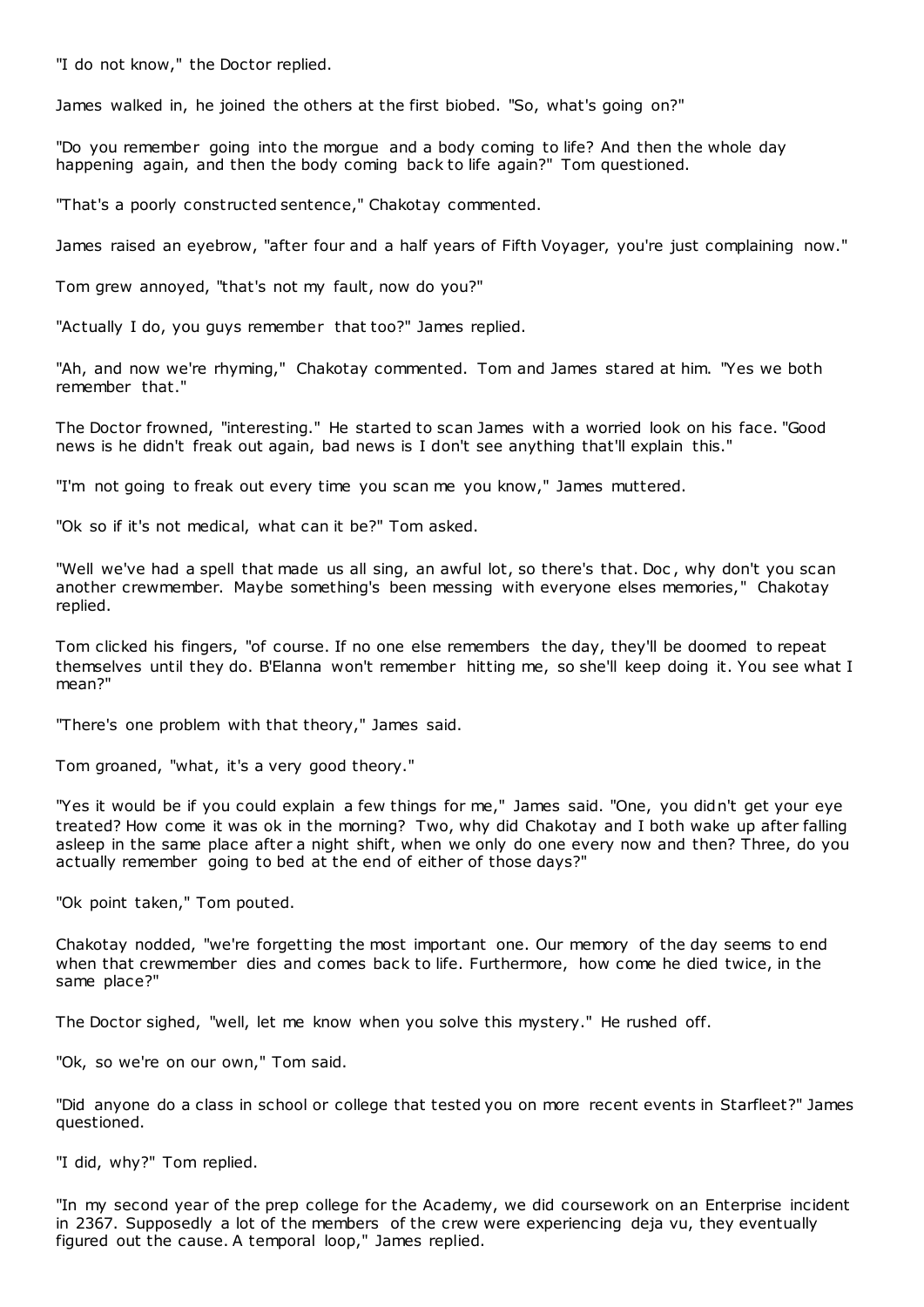"I do not know," the Doctor replied.

James walked in, he joined the others at the first biobed. "So, what's going on?"

"Do you remember going into the morgue and a body coming to life? And then the whole day happening again, and then the body coming back to life again?" Tom questioned.

"That's a poorly constructed sentence," Chakotay commented.

James raised an eyebrow, "after four and a half years of Fifth Voyager, you're just complaining now."

Tom grew annoyed, "that's not my fault, now do you?"

"Actually I do, you guys remember that too?" James replied.

"Ah, and now we're rhyming," Chakotay commented. Tom and James stared at him. "Yes we both remember that."

The Doctor frowned, "interesting." He started to scan James with a worried look on his face. "Good news is he didn't freak out again, bad news is I don't see anything that'll explain this."

"I'm not going to freak out every time you scan me you know," James muttered.

"Ok so if it's not medical, what can it be?" Tom asked.

"Well we've had a spell that made us all sing, an awful lot, so there's that. Doc, why don't you scan another crewmember. Maybe something's been messing with everyone elses memories," Chakotay replied.

Tom clicked his fingers, "of course. If no one else remembers the day, they'll be doomed to repeat themselves until they do. B'Elanna won't remember hitting me, so she'll keep doing it. You see what I mean?"

"There's one problem with that theory," James said.

Tom groaned, "what, it's a very good theory."

"Yes it would be if you could explain a few things for me," James said. "One, you didn't get your eye treated? How come it was ok in the morning? Two, why did Chakotay and I both wake up after falling asleep in the same place after a night shift, when we only do one every now and then? Three, do you actually remember going to bed at the end of either of those days?"

"Ok point taken," Tom pouted.

Chakotay nodded, "we're forgetting the most important one. Our memory of the day seems to end when that crewmember dies and comes back to life. Furthermore, how come he died twice, in the same place?"

The Doctor sighed, "well, let me know when you solve this mystery." He rushed off.

"Ok, so we're on our own," Tom said.

"Did anyone do a class in school or college that tested you on more recent events in Starfleet?" James questioned.

"I did, why?" Tom replied.

"In my second year of the prep college for the Academy, we did coursework on an Enterprise incident in 2367. Supposedly a lot of the members of the crew were experiencing deja vu, they eventually figured out the cause. A temporal loop," James replied.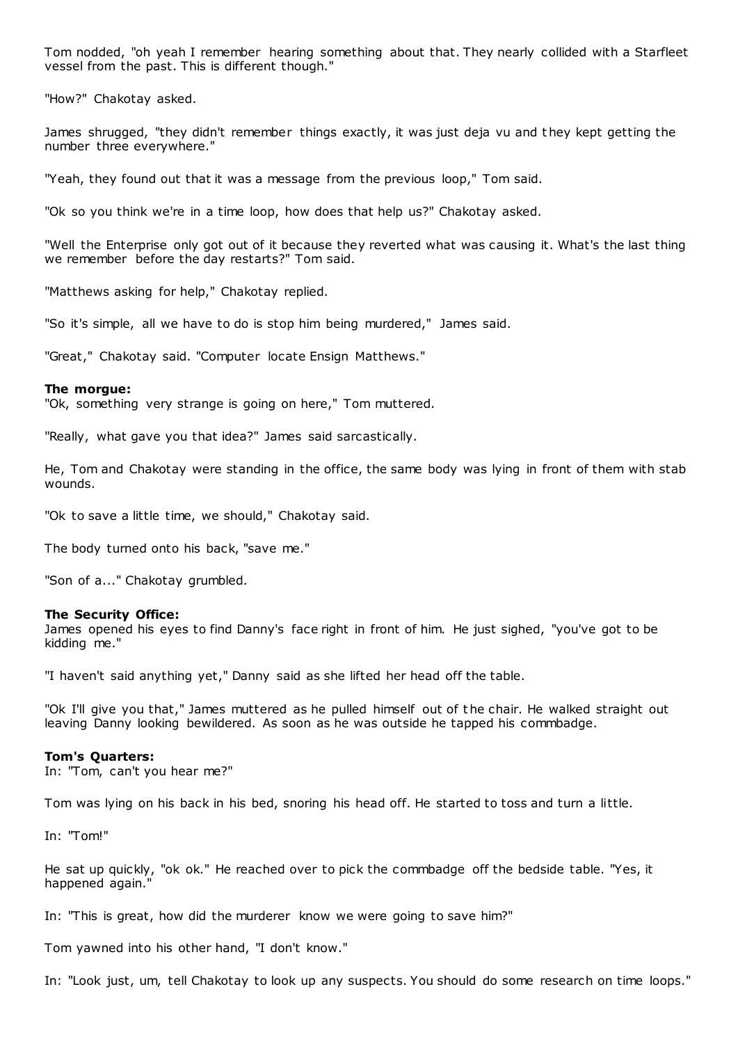Tom nodded, "oh yeah I remember hearing something about that. They nearly collided with a Starfleet vessel from the past. This is different though."

"How?" Chakotay asked.

James shrugged, "they didn't remember things exactly, it was just deja vu and they kept getting the number three everywhere."

"Yeah, they found out that it was a message from the previous loop," Tom said.

"Ok so you think we're in a time loop, how does that help us?" Chakotay asked.

"Well the Enterprise only got out of it because they reverted what was causing it. What's the last thing we remember before the day restarts?" Tom said.

"Matthews asking for help," Chakotay replied.

"So it's simple, all we have to do is stop him being murdered," James said.

"Great," Chakotay said. "Computer locate Ensign Matthews."

**The morgue:**
"Ok, something very strange is going on here," Tom muttered.

"Really, what gave you that idea?" James said sarcastically.

He, Tom and Chakotay were standing in the office, the same body was lying in front of them with stab wounds.

"Ok to save a little time, we should," Chakotay said.

The body turned onto his back, "save me."

"Son of a..." Chakotay grumbled.

**The Security Office:**
James opened his eyes to find Danny's face right in front of him. He just sighed, "you've got to be kidding me."

"I haven't said anything yet," Danny said as she lifted her head off the table.

"Ok I'll give you that," James muttered as he pulled himself out of the chair. He walked straight out leaving Danny looking bewildered. As soon as he was outside he tapped his commbadge.

**Tom's Quarters:**
In: "Tom, can't you hear me?"

Tom was lying on his back in his bed, snoring his head off. He started to toss and turn a little.

In: "Tom!"

He sat up quickly, "ok ok." He reached over to pick the commbadge off the bedside table. "Yes, it happened again."

In: "This is great, how did the murderer know we were going to save him?"

Tom yawned into his other hand, "I don't know."

In: "Look just, um, tell Chakotay to look up any suspects. You should do some research on time loops."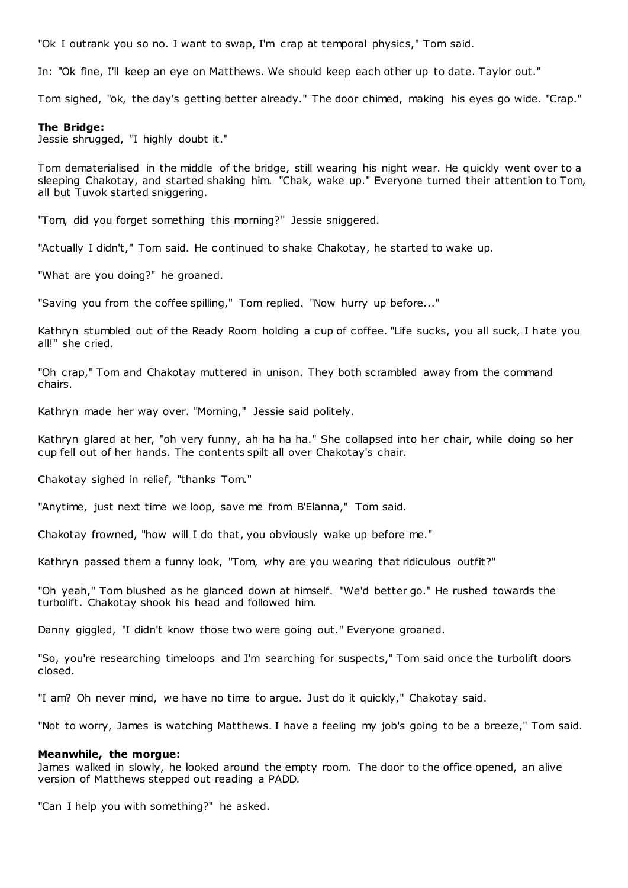"Ok I outrank you so no. I want to swap, I'm crap at temporal physics," Tom said.

In: "Ok fine, I'll keep an eye on Matthews. We should keep each other up to date. Taylor out."

Tom sighed, "ok, the day's getting better already." The door chimed, making his eyes go wide. "Crap."

**The Bridge:**
Jessie shrugged, "I highly doubt it."

Tom dematerialised in the middle of the bridge, still wearing his night wear. He quickly went over to a sleeping Chakotay, and started shaking him. "Chak, wake up." Everyone turned their attention to Tom, all but Tuvok started sniggering.

"Tom, did you forget something this morning?" Jessie sniggered.

"Actually I didn't," Tom said. He continued to shake Chakotay, he started to wake up.

"What are you doing?" he groaned.

"Saving you from the coffee spilling," Tom replied. "Now hurry up before..."

Kathryn stumbled out of the Ready Room holding a cup of coffee. "Life sucks, you all suck, I hate you all!" she cried.

"Oh crap," Tom and Chakotay muttered in unison. They both scrambled away from the command chairs.

Kathryn made her way over. "Morning," Jessie said politely.

Kathryn glared at her, "oh very funny, ah ha ha ha." She collapsed into her chair, while doing so her cup fell out of her hands. The contents spilt all over Chakotay's chair.

Chakotay sighed in relief, "thanks Tom."

"Anytime, just next time we loop, save me from B'Elanna," Tom said.

Chakotay frowned, "how will I do that, you obviously wake up before me."

Kathryn passed them a funny look, "Tom, why are you wearing that ridiculous outfit?"

"Oh yeah," Tom blushed as he glanced down at himself. "We'd better go." He rushed towards the turbolift. Chakotay shook his head and followed him.

Danny giggled, "I didn't know those two were going out." Everyone groaned.

"So, you're researching timeloops and I'm searching for suspects," Tom said once the turbolift doors closed.

"I am? Oh never mind, we have no time to argue. Just do it quickly," Chakotay said.

"Not to worry, James is watching Matthews. I have a feeling my job's going to be a breeze," Tom said.

**Meanwhile, the morgue:**
James walked in slowly, he looked around the empty room. The door to the office opened, an alive version of Matthews stepped out reading a PADD.

"Can I help you with something?" he asked.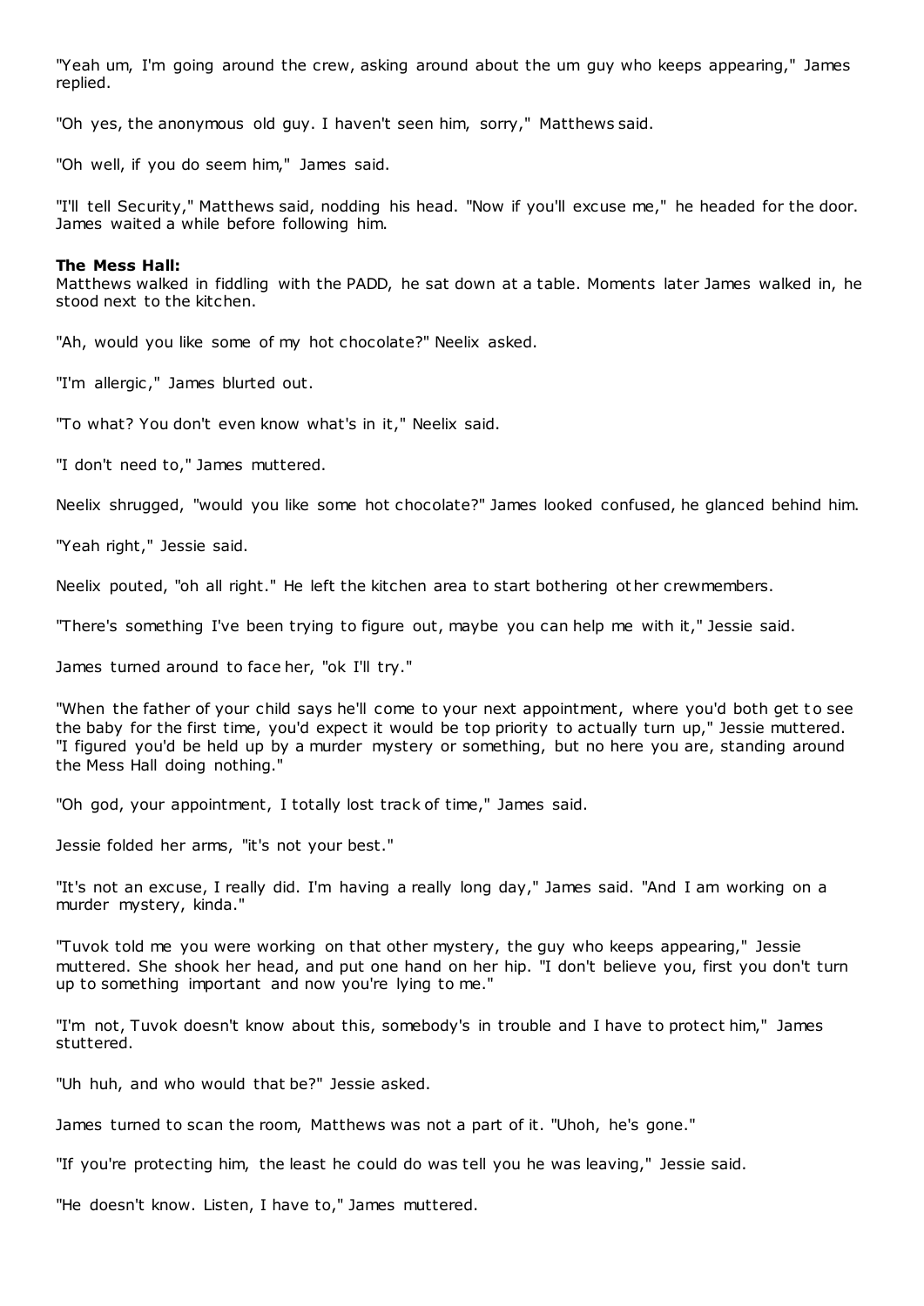"Yeah um, I'm going around the crew, asking around about the um guy who keeps appearing," James replied.

"Oh yes, the anonymous old guy. I haven't seen him, sorry," Matthews said.

"Oh well, if you do seem him," James said.

"I'll tell Security," Matthews said, nodding his head. "Now if you'll excuse me," he headed for the door. James waited a while before following him.

**The Mess Hall:**
Matthews walked in fiddling with the PADD, he sat down at a table. Moments later James walked in, he stood next to the kitchen.

"Ah, would you like some of my hot chocolate?" Neelix asked.

"I'm allergic," James blurted out.

"To what? You don't even know what's in it," Neelix said.

"I don't need to," James muttered.

Neelix shrugged, "would you like some hot chocolate?" James looked confused, he glanced behind him.

"Yeah right," Jessie said.

Neelix pouted, "oh all right." He left the kitchen area to start bothering other crewmembers.

"There's something I've been trying to figure out, maybe you can help me with it," Jessie said.

James turned around to face her, "ok I'll try."

"When the father of your child says he'll come to your next appointment, where you'd both get to see the baby for the first time, you'd expect it would be top priority to actually turn up," Jessie muttered. "I figured you'd be held up by a murder mystery or something, but no here you are, standing around the Mess Hall doing nothing."

"Oh god, your appointment, I totally lost track of time," James said.

Jessie folded her arms, "it's not your best."

"It's not an excuse, I really did. I'm having a really long day," James said. "And I am working on a murder mystery, kinda."

"Tuvok told me you were working on that other mystery, the guy who keeps appearing," Jessie muttered. She shook her head, and put one hand on her hip. "I don't believe you, first you don't turn up to something important and now you're lying to me."

"I'm not, Tuvok doesn't know about this, somebody's in trouble and I have to protect him," James stuttered.

"Uh huh, and who would that be?" Jessie asked.

James turned to scan the room, Matthews was not a part of it. "Uhoh, he's gone."

"If you're protecting him, the least he could do was tell you he was leaving," Jessie said.

"He doesn't know. Listen, I have to," James muttered.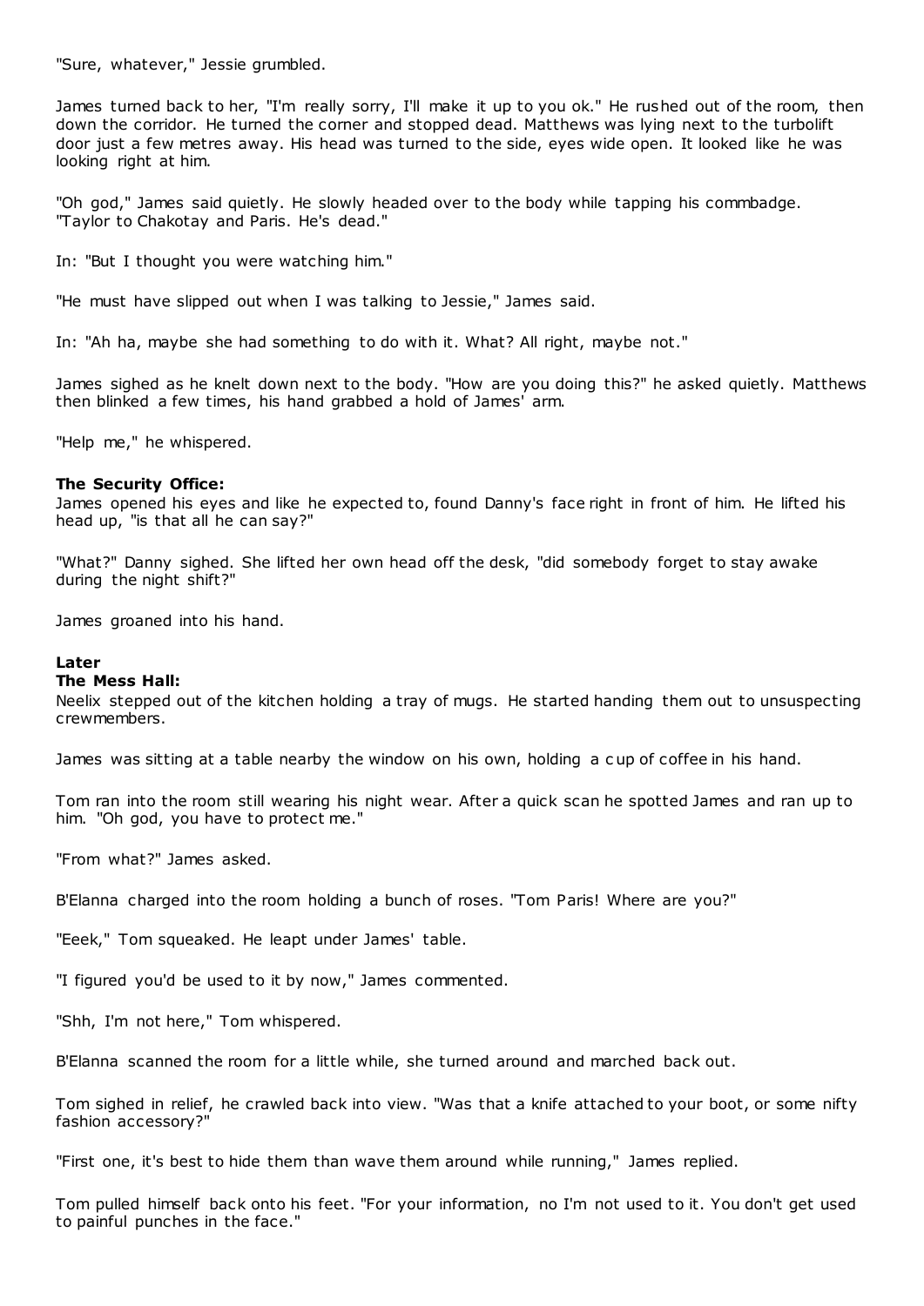"Sure, whatever," Jessie grumbled.

James turned back to her, "I'm really sorry, I'll make it up to you ok." He rushed out of the room, then down the corridor. He turned the corner and stopped dead. Matthews was lying next to the turbolift door just a few metres away. His head was turned to the side, eyes wide open. It looked like he was looking right at him.

"Oh god," James said quietly. He slowly headed over to the body while tapping his commbadge. "Taylor to Chakotay and Paris. He's dead."

In: "But I thought you were watching him."

"He must have slipped out when I was talking to Jessie," James said.

In: "Ah ha, maybe she had something to do with it. What? All right, maybe not."

James sighed as he knelt down next to the body. "How are you doing this?" he asked quietly. Matthews then blinked a few times, his hand grabbed a hold of James' arm.

"Help me," he whispered.

**The Security Office:**
James opened his eyes and like he expected to, found Danny's face right in front of him. He lifted his head up, "is that all he can say?"

"What?" Danny sighed. She lifted her own head off the desk, "did somebody forget to stay awake during the night shift?"

James groaned into his hand.

**Later**
**The Mess Hall:**
Neelix stepped out of the kitchen holding a tray of mugs. He started handing them out to unsuspecting crewmembers.

James was sitting at a table nearby the window on his own, holding a cup of coffee in his hand.

Tom ran into the room still wearing his night wear. After a quick scan he spotted James and ran up to him. "Oh god, you have to protect me."

"From what?" James asked.

B'Elanna charged into the room holding a bunch of roses. "Tom Paris! Where are you?"

"Eeek," Tom squeaked. He leapt under James' table.

"I figured you'd be used to it by now," James commented.

"Shh, I'm not here," Tom whispered.

B'Elanna scanned the room for a little while, she turned around and marched back out.

Tom sighed in relief, he crawled back into view. "Was that a knife attached to your boot, or some nifty fashion accessory?"

"First one, it's best to hide them than wave them around while running," James replied.

Tom pulled himself back onto his feet. "For your information, no I'm not used to it. You don't get used to painful punches in the face."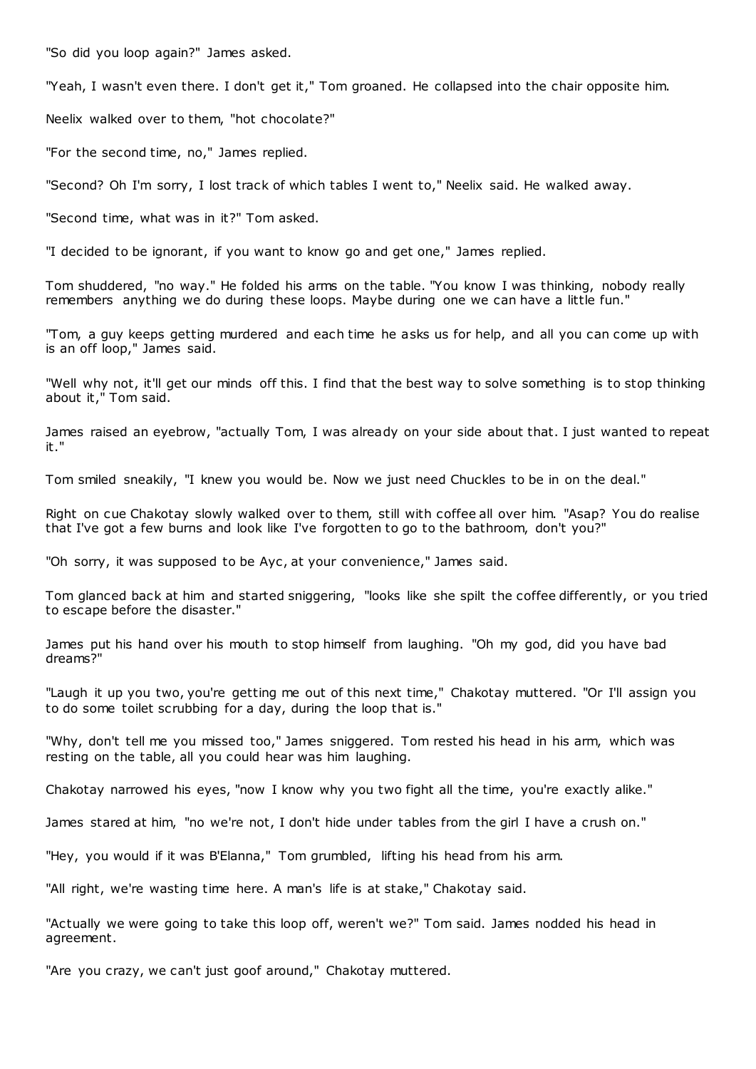"So did you loop again?" James asked.

"Yeah, I wasn't even there. I don't get it," Tom groaned. He collapsed into the chair opposite him.

Neelix walked over to them, "hot chocolate?"

"For the second time, no," James replied.

"Second? Oh I'm sorry, I lost track of which tables I went to," Neelix said. He walked away.

"Second time, what was in it?" Tom asked.

"I decided to be ignorant, if you want to know go and get one," James replied.

Tom shuddered, "no way." He folded his arms on the table. "You know I was thinking, nobody really remembers anything we do during these loops. Maybe during one we can have a little fun."

"Tom, a guy keeps getting murdered and each time he asks us for help, and all you can come up with is an off loop," James said.

"Well why not, it'll get our minds off this. I find that the best way to solve something is to stop thinking about it," Tom said.

James raised an eyebrow, "actually Tom, I was already on your side about that. I just wanted to repeat it."

Tom smiled sneakily, "I knew you would be. Now we just need Chuckles to be in on the deal."

Right on cue Chakotay slowly walked over to them, still with coffee all over him. "Asap? You do realise that I've got a few burns and look like I've forgotten to go to the bathroom, don't you?"

"Oh sorry, it was supposed to be Ayc, at your convenience," James said.

Tom glanced back at him and started sniggering, "looks like she spilt the coffee differently, or you tried to escape before the disaster."

James put his hand over his mouth to stop himself from laughing. "Oh my god, did you have bad dreams?"

"Laugh it up you two, you're getting me out of this next time," Chakotay muttered. "Or I'll assign you to do some toilet scrubbing for a day, during the loop that is."

"Why, don't tell me you missed too," James sniggered. Tom rested his head in his arm, which was resting on the table, all you could hear was him laughing.

Chakotay narrowed his eyes, "now I know why you two fight all the time, you're exactly alike."

James stared at him, "no we're not, I don't hide under tables from the girl I have a crush on."

"Hey, you would if it was B'Elanna," Tom grumbled, lifting his head from his arm.

"All right, we're wasting time here. A man's life is at stake," Chakotay said.

"Actually we were going to take this loop off, weren't we?" Tom said. James nodded his head in agreement.

"Are you crazy, we can't just goof around," Chakotay muttered.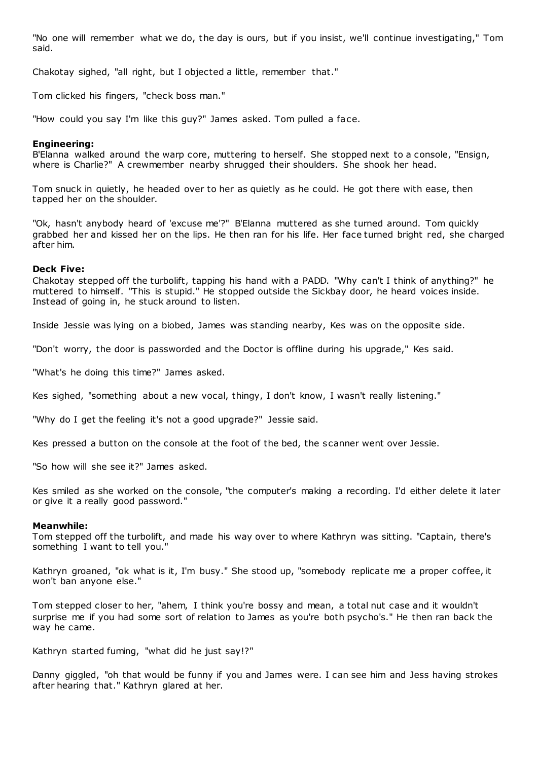"No one will remember what we do, the day is ours, but if you insist, we'll continue investigating," Tom said.

Chakotay sighed, "all right, but I objected a little, remember that."

Tom clicked his fingers, "check boss man."

"How could you say I'm like this guy?" James asked. Tom pulled a face.

**Engineering:**
B'Elanna walked around the warp core, muttering to herself. She stopped next to a console, "Ensign, where is Charlie?" A crewmember nearby shrugged their shoulders. She shook her head.

Tom snuck in quietly, he headed over to her as quietly as he could. He got there with ease, then tapped her on the shoulder.

"Ok, hasn't anybody heard of 'excuse me'?" B'Elanna muttered as she turned around. Tom quickly grabbed her and kissed her on the lips. He then ran for his life. Her face turned bright red, she charged after him.

**Deck Five:**
Chakotay stepped off the turbolift, tapping his hand with a PADD. "Why can't I think of anything?" he muttered to himself. "This is stupid." He stopped outside the Sickbay door, he heard voices inside. Instead of going in, he stuck around to listen.

Inside Jessie was lying on a biobed, James was standing nearby, Kes was on the opposite side.

"Don't worry, the door is passworded and the Doctor is offline during his upgrade," Kes said.

"What's he doing this time?" James asked.

Kes sighed, "something about a new vocal, thingy, I don't know, I wasn't really listening."

"Why do I get the feeling it's not a good upgrade?" Jessie said.

Kes pressed a button on the console at the foot of the bed, the scanner went over Jessie.

"So how will she see it?" James asked.

Kes smiled as she worked on the console, "the computer's making a recording. I'd either delete it later or give it a really good password."

**Meanwhile:**
Tom stepped off the turbolift, and made his way over to where Kathryn was sitting. "Captain, there's something I want to tell you."

Kathryn groaned, "ok what is it, I'm busy." She stood up, "somebody replicate me a proper coffee, it won't ban anyone else."

Tom stepped closer to her, "ahem, I think you're bossy and mean, a total nut case and it wouldn't surprise me if you had some sort of relation to James as you're both psycho's." He then ran back the way he came.

Kathryn started fuming, "what did he just say!?"

Danny giggled, "oh that would be funny if you and James were. I can see him and Jess having strokes after hearing that." Kathryn glared at her.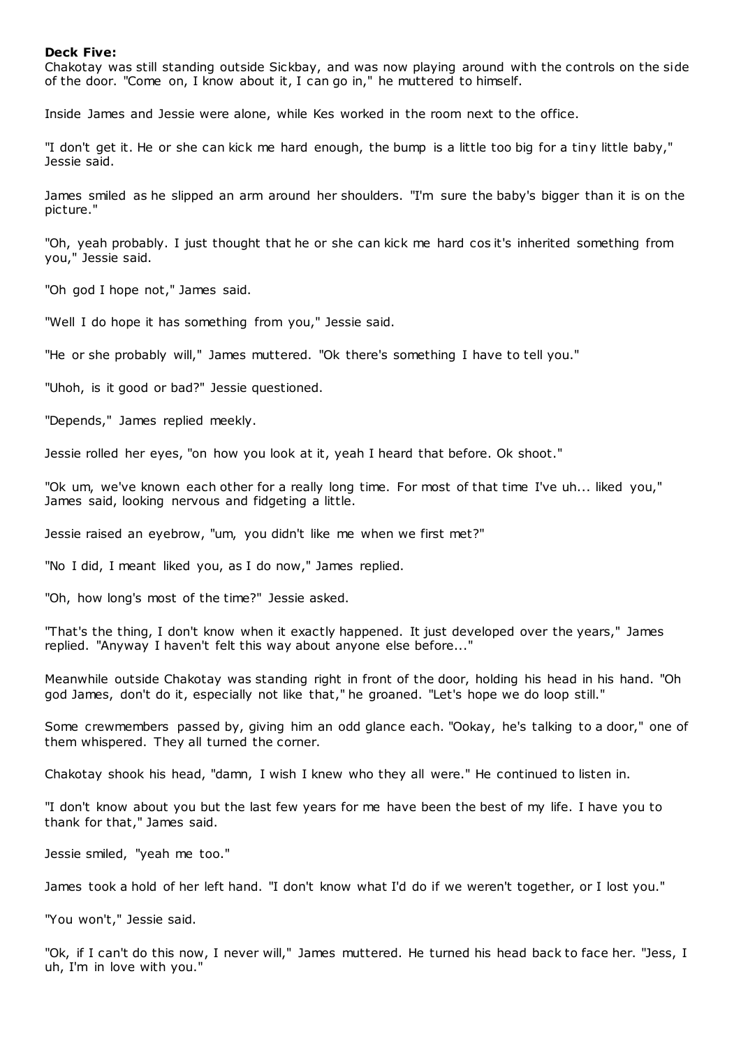**Deck Five:**

Chakotay was still standing outside Sickbay, and was now playing around with the controls on the side of the door. "Come on, I know about it, I can go in," he muttered to himself.

Inside James and Jessie were alone, while Kes worked in the room next to the office.

"I don't get it. He or she can kick me hard enough, the bump is a little too big for a tiny little baby," Jessie said.

James smiled as he slipped an arm around her shoulders. "I'm sure the baby's bigger than it is on the picture."

"Oh, yeah probably. I just thought that he or she can kick me hard cos it's inherited something from you," Jessie said.

"Oh god I hope not," James said.

"Well I do hope it has something from you," Jessie said.

"He or she probably will," James muttered. "Ok there's something I have to tell you."

"Uhoh, is it good or bad?" Jessie questioned.

"Depends," James replied meekly.

Jessie rolled her eyes, "on how you look at it, yeah I heard that before. Ok shoot."

"Ok um, we've known each other for a really long time. For most of that time I've uh... liked you," James said, looking nervous and fidgeting a little.

Jessie raised an eyebrow, "um, you didn't like me when we first met?"

"No I did, I meant liked you, as I do now," James replied.

"Oh, how long's most of the time?" Jessie asked.

"That's the thing, I don't know when it exactly happened. It just developed over the years," James replied. "Anyway I haven't felt this way about anyone else before..."

Meanwhile outside Chakotay was standing right in front of the door, holding his head in his hand. "Oh god James, don't do it, especially not like that," he groaned. "Let's hope we do loop still."

Some crewmembers passed by, giving him an odd glance each. "Ookay, he's talking to a door," one of them whispered. They all turned the corner.

Chakotay shook his head, "damn, I wish I knew who they all were." He continued to listen in.

"I don't know about you but the last few years for me have been the best of my life. I have you to thank for that," James said.

Jessie smiled, "yeah me too."

James took a hold of her left hand. "I don't know what I'd do if we weren't together, or I lost you."

"You won't," Jessie said.

"Ok, if I can't do this now, I never will," James muttered. He turned his head back to face her. "Jess, I uh, I'm in love with you."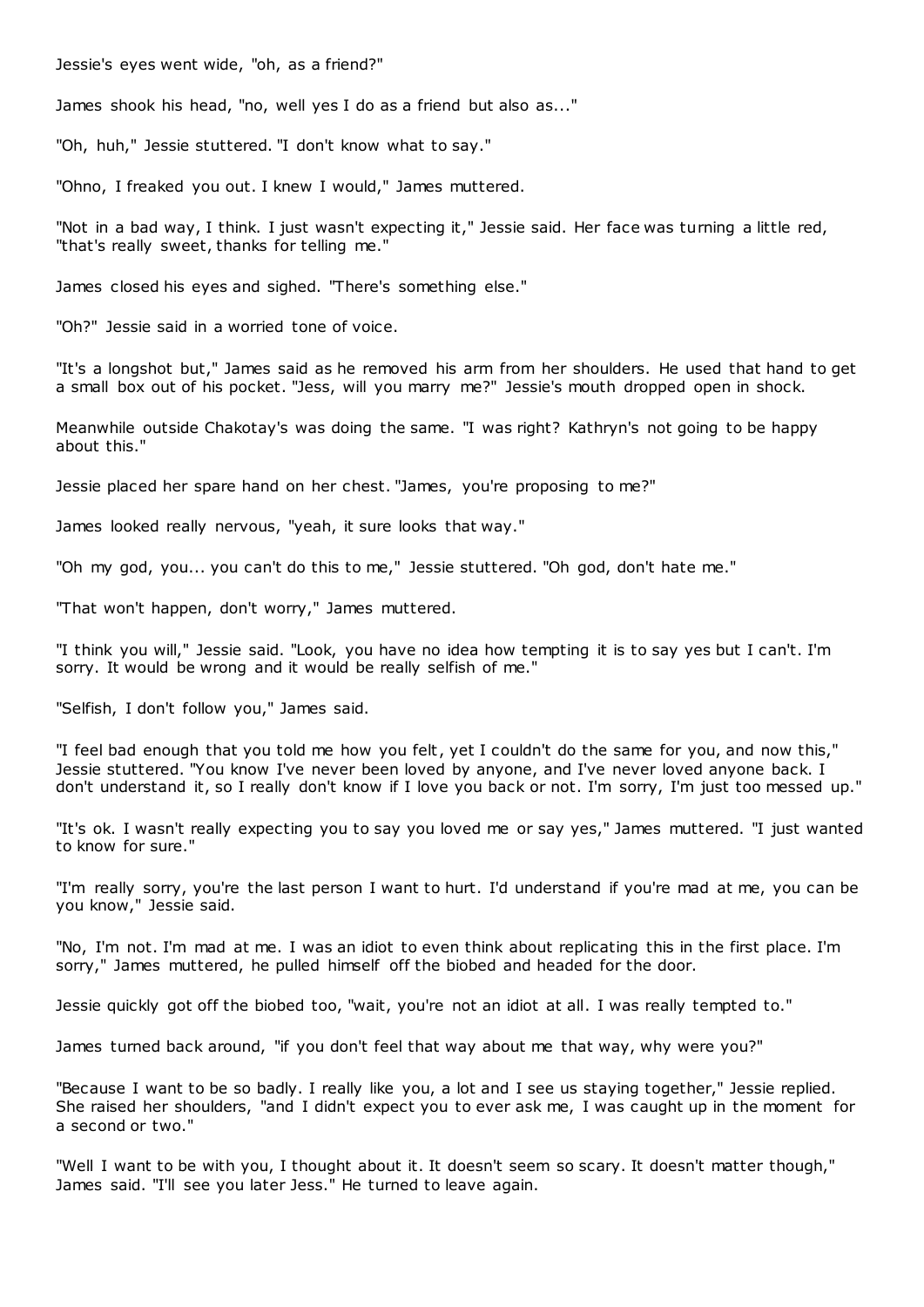Jessie's eyes went wide, "oh, as a friend?"

James shook his head, "no, well yes I do as a friend but also as..."

"Oh, huh," Jessie stuttered. "I don't know what to say."

"Ohno, I freaked you out. I knew I would," James muttered.

"Not in a bad way, I think. I just wasn't expecting it," Jessie said. Her face was turning a little red, "that's really sweet, thanks for telling me."

James closed his eyes and sighed. "There's something else."

"Oh?" Jessie said in a worried tone of voice.

"It's a longshot but," James said as he removed his arm from her shoulders. He used that hand to get a small box out of his pocket. "Jess, will you marry me?" Jessie's mouth dropped open in shock.

Meanwhile outside Chakotay's was doing the same. "I was right? Kathryn's not going to be happy about this."

Jessie placed her spare hand on her chest. "James, you're proposing to me?"

James looked really nervous, "yeah, it sure looks that way."

"Oh my god, you... you can't do this to me," Jessie stuttered. "Oh god, don't hate me."

"That won't happen, don't worry," James muttered.

"I think you will," Jessie said. "Look, you have no idea how tempting it is to say yes but I can't. I'm sorry. It would be wrong and it would be really selfish of me."

"Selfish, I don't follow you," James said.

"I feel bad enough that you told me how you felt, yet I couldn't do the same for you, and now this," Jessie stuttered. "You know I've never been loved by anyone, and I've never loved anyone back. I don't understand it, so I really don't know if I love you back or not. I'm sorry, I'm just too messed up."

"It's ok. I wasn't really expecting you to say you loved me or say yes," James muttered. "I just wanted to know for sure."

"I'm really sorry, you're the last person I want to hurt. I'd understand if you're mad at me, you can be you know," Jessie said.

"No, I'm not. I'm mad at me. I was an idiot to even think about replicating this in the first place. I'm sorry," James muttered, he pulled himself off the biobed and headed for the door.

Jessie quickly got off the biobed too, "wait, you're not an idiot at all. I was really tempted to."

James turned back around, "if you don't feel that way about me that way, why were you?"

"Because I want to be so badly. I really like you, a lot and I see us staying together," Jessie replied. She raised her shoulders, "and I didn't expect you to ever ask me, I was caught up in the moment for a second or two."

"Well I want to be with you, I thought about it. It doesn't seem so scary. It doesn't matter though," James said. "I'll see you later Jess." He turned to leave again.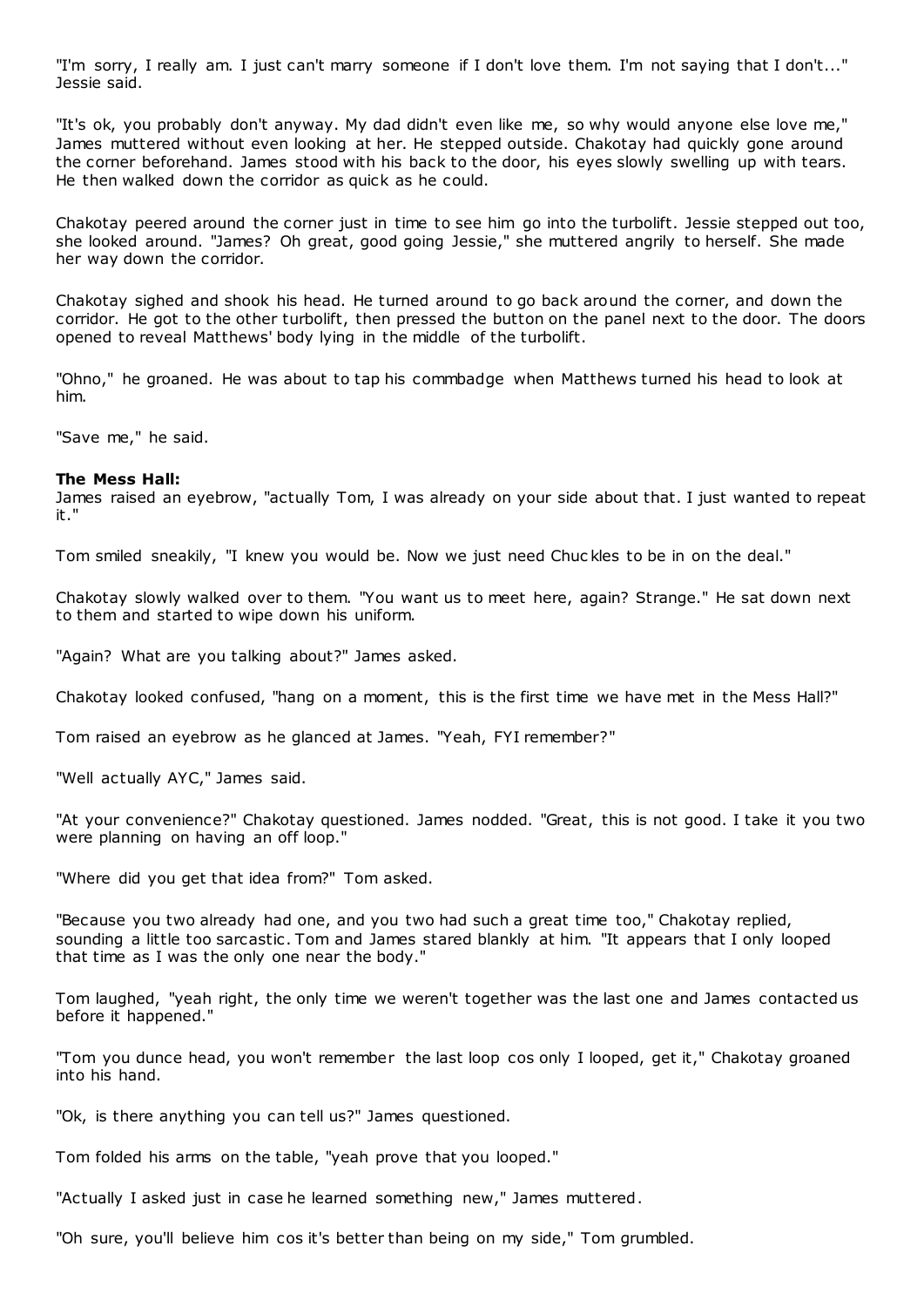"I'm sorry, I really am. I just can't marry someone if I don't love them. I'm not saying that I don't..." Jessie said.

"It's ok, you probably don't anyway. My dad didn't even like me, so why would anyone else love me," James muttered without even looking at her. He stepped outside. Chakotay had quickly gone around the corner beforehand. James stood with his back to the door, his eyes slowly swelling up with tears. He then walked down the corridor as quick as he could.

Chakotay peered around the corner just in time to see him go into the turbolift. Jessie stepped out too, she looked around. "James? Oh great, good going Jessie," she muttered angrily to herself. She made her way down the corridor.

Chakotay sighed and shook his head. He turned around to go back around the corner, and down the corridor. He got to the other turbolift, then pressed the button on the panel next to the door. The doors opened to reveal Matthews' body lying in the middle of the turbolift.

"Ohno," he groaned. He was about to tap his commbadge when Matthews turned his head to look at him.

"Save me," he said.

**The Mess Hall:**
James raised an eyebrow, "actually Tom, I was already on your side about that. I just wanted to repeat it."

Tom smiled sneakily, "I knew you would be. Now we just need Chuckles to be in on the deal."

Chakotay slowly walked over to them. "You want us to meet here, again? Strange." He sat down next to them and started to wipe down his uniform.

"Again? What are you talking about?" James asked.

Chakotay looked confused, "hang on a moment, this is the first time we have met in the Mess Hall?"

Tom raised an eyebrow as he glanced at James. "Yeah, FYI remember?"

"Well actually AYC," James said.

"At your convenience?" Chakotay questioned. James nodded. "Great, this is not good. I take it you two were planning on having an off loop."

"Where did you get that idea from?" Tom asked.

"Because you two already had one, and you two had such a great time too," Chakotay replied, sounding a little too sarcastic. Tom and James stared blankly at him. "It appears that I only looped that time as I was the only one near the body."

Tom laughed, "yeah right, the only time we weren't together was the last one and James contacted us before it happened."

"Tom you dunce head, you won't remember the last loop cos only I looped, get it," Chakotay groaned into his hand.

"Ok, is there anything you can tell us?" James questioned.

Tom folded his arms on the table, "yeah prove that you looped."

"Actually I asked just in case he learned something new," James muttered.

"Oh sure, you'll believe him cos it's better than being on my side," Tom grumbled.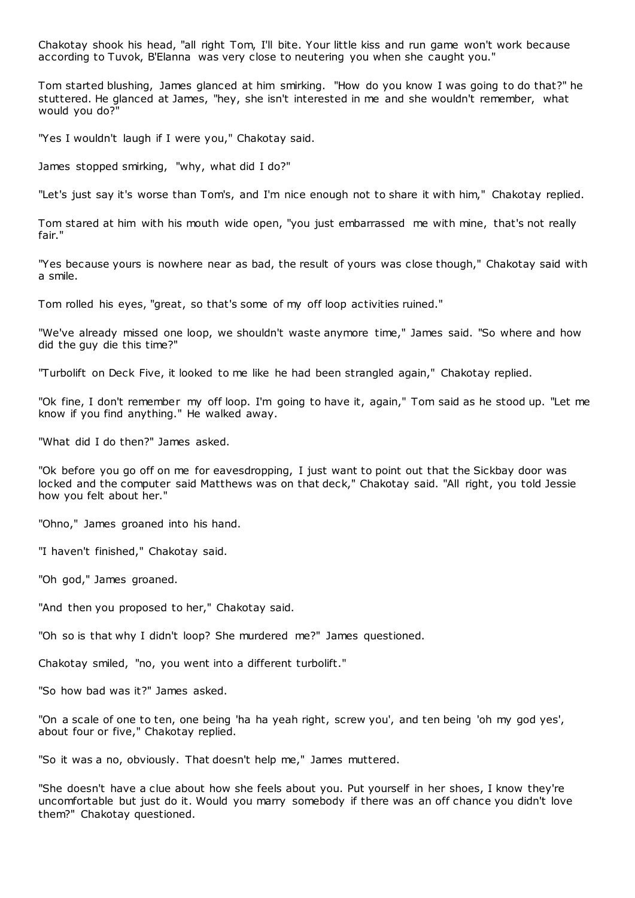Chakotay shook his head, "all right Tom, I'll bite. Your little kiss and run game won't work because according to Tuvok, B'Elanna was very close to neutering you when she caught you."

Tom started blushing, James glanced at him smirking. "How do you know I was going to do that?" he stuttered. He glanced at James, "hey, she isn't interested in me and she wouldn't remember, what would you do?"

"Yes I wouldn't laugh if I were you," Chakotay said.

James stopped smirking, "why, what did I do?"

"Let's just say it's worse than Tom's, and I'm nice enough not to share it with him," Chakotay replied.

Tom stared at him with his mouth wide open, "you just embarrassed me with mine, that's not really fair."

"Yes because yours is nowhere near as bad, the result of yours was close though," Chakotay said with a smile.

Tom rolled his eyes, "great, so that's some of my off loop activities ruined."

"We've already missed one loop, we shouldn't waste anymore time," James said. "So where and how did the guy die this time?"

"Turbolift on Deck Five, it looked to me like he had been strangled again," Chakotay replied.

"Ok fine, I don't remember my off loop. I'm going to have it, again," Tom said as he stood up. "Let me know if you find anything." He walked away.

"What did I do then?" James asked.

"Ok before you go off on me for eavesdropping, I just want to point out that the Sickbay door was locked and the computer said Matthews was on that deck," Chakotay said. "All right, you told Jessie how you felt about her."

"Ohno," James groaned into his hand.

"I haven't finished," Chakotay said.

"Oh god," James groaned.

"And then you proposed to her," Chakotay said.

"Oh so is that why I didn't loop? She murdered me?" James questioned.

Chakotay smiled, "no, you went into a different turbolift."

"So how bad was it?" James asked.

"On a scale of one to ten, one being 'ha ha yeah right, screw you', and ten being 'oh my god yes', about four or five," Chakotay replied.

"So it was a no, obviously. That doesn't help me," James muttered.

"She doesn't have a clue about how she feels about you. Put yourself in her shoes, I know they're uncomfortable but just do it. Would you marry somebody if there was an off chance you didn't love them?" Chakotay questioned.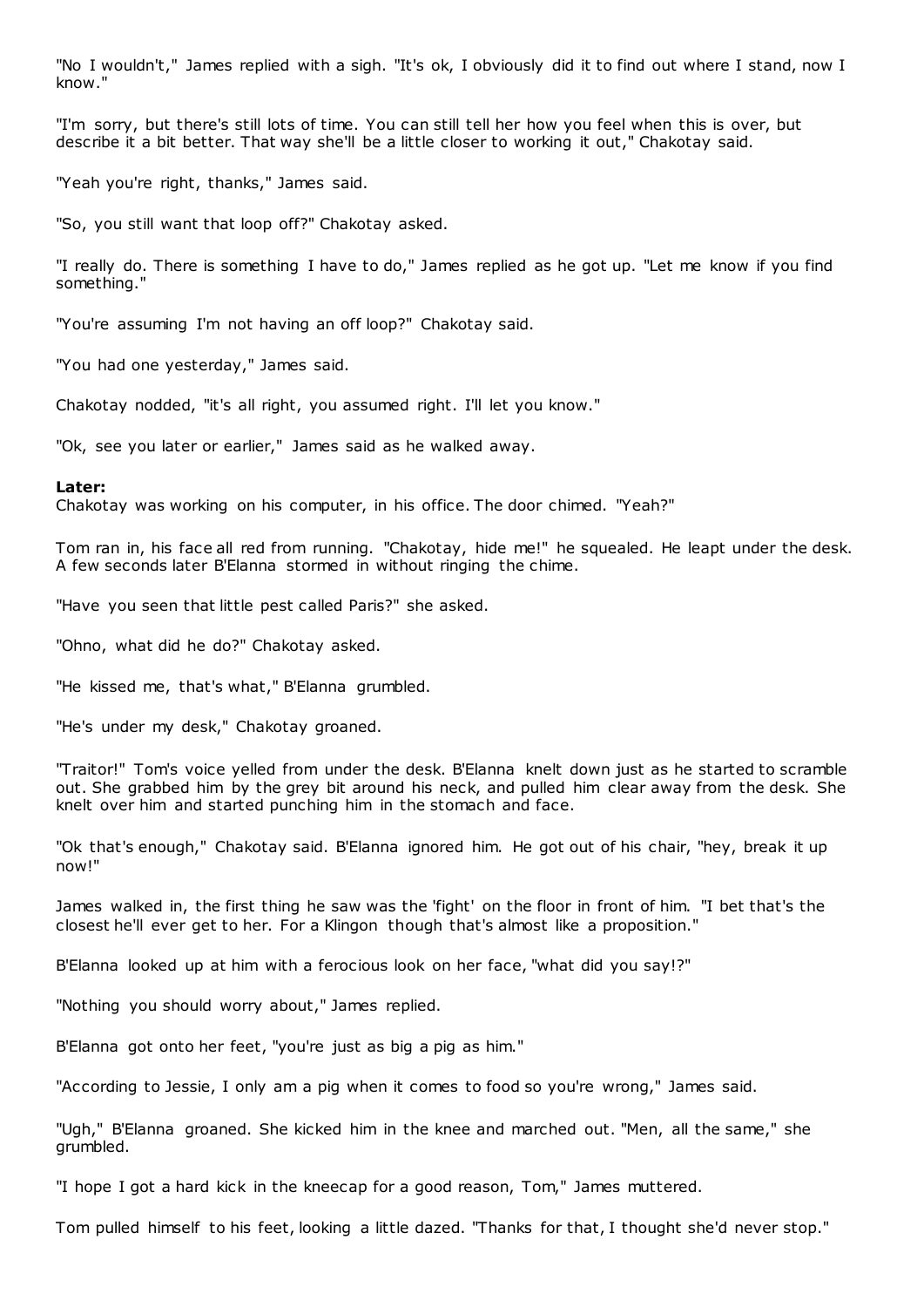"No I wouldn't," James replied with a sigh. "It's ok, I obviously did it to find out where I stand, now I know."

"I'm sorry, but there's still lots of time. You can still tell her how you feel when this is over, but describe it a bit better. That way she'll be a little closer to working it out," Chakotay said.

"Yeah you're right, thanks," James said.

"So, you still want that loop off?" Chakotay asked.

"I really do. There is something I have to do," James replied as he got up. "Let me know if you find something."

"You're assuming I'm not having an off loop?" Chakotay said.

"You had one yesterday," James said.

Chakotay nodded, "it's all right, you assumed right. I'll let you know."

"Ok, see you later or earlier," James said as he walked away.

**Later:**
Chakotay was working on his computer, in his office. The door chimed. "Yeah?"

Tom ran in, his face all red from running. "Chakotay, hide me!" he squealed. He leapt under the desk. A few seconds later B'Elanna stormed in without ringing the chime.

"Have you seen that little pest called Paris?" she asked.

"Ohno, what did he do?" Chakotay asked.

"He kissed me, that's what," B'Elanna grumbled.

"He's under my desk," Chakotay groaned.

"Traitor!" Tom's voice yelled from under the desk. B'Elanna knelt down just as he started to scramble out. She grabbed him by the grey bit around his neck, and pulled him clear away from the desk. She knelt over him and started punching him in the stomach and face.

"Ok that's enough," Chakotay said. B'Elanna ignored him. He got out of his chair, "hey, break it up now!"

James walked in, the first thing he saw was the 'fight' on the floor in front of him. "I bet that's the closest he'll ever get to her. For a Klingon though that's almost like a proposition."

B'Elanna looked up at him with a ferocious look on her face, "what did you say!?"

"Nothing you should worry about," James replied.

B'Elanna got onto her feet, "you're just as big a pig as him."

"According to Jessie, I only am a pig when it comes to food so you're wrong," James said.

"Ugh," B'Elanna groaned. She kicked him in the knee and marched out. "Men, all the same," she grumbled.

"I hope I got a hard kick in the kneecap for a good reason, Tom," James muttered.

Tom pulled himself to his feet, looking a little dazed. "Thanks for that, I thought she'd never stop."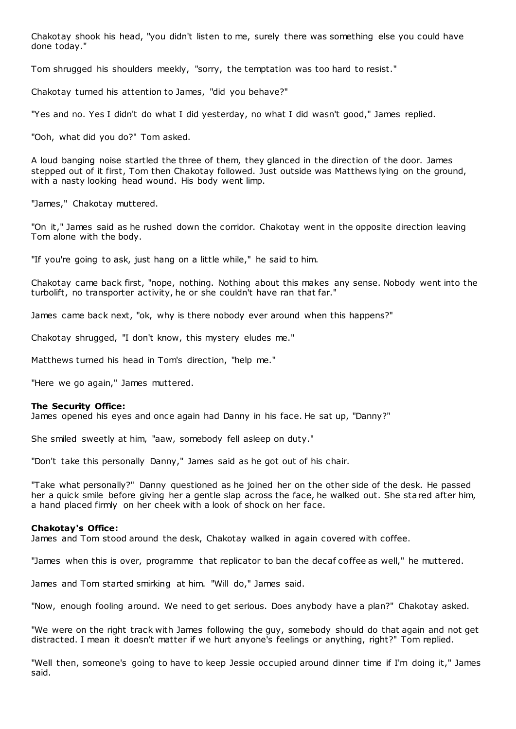Chakotay shook his head, "you didn't listen to me, surely there was something else you could have done today."

Tom shrugged his shoulders meekly, "sorry, the temptation was too hard to resist."

Chakotay turned his attention to James, "did you behave?"

"Yes and no. Yes I didn't do what I did yesterday, no what I did wasn't good," James replied.

"Ooh, what did you do?" Tom asked.

A loud banging noise startled the three of them, they glanced in the direction of the door. James stepped out of it first, Tom then Chakotay followed. Just outside was Matthews lying on the ground, with a nasty looking head wound. His body went limp.

"James," Chakotay muttered.

"On it," James said as he rushed down the corridor. Chakotay went in the opposite direction leaving Tom alone with the body.

"If you're going to ask, just hang on a little while," he said to him.

Chakotay came back first, "nope, nothing. Nothing about this makes any sense. Nobody went into the turbolift, no transporter activity, he or she couldn't have ran that far."

James came back next, "ok, why is there nobody ever around when this happens?"

Chakotay shrugged, "I don't know, this mystery eludes me."

Matthews turned his head in Tom's direction, "help me."

"Here we go again," James muttered.

**The Security Office:**
James opened his eyes and once again had Danny in his face. He sat up, "Danny?"

She smiled sweetly at him, "aaw, somebody fell asleep on duty."

"Don't take this personally Danny," James said as he got out of his chair.

"Take what personally?" Danny questioned as he joined her on the other side of the desk. He passed her a quick smile before giving her a gentle slap across the face, he walked out. She stared after him, a hand placed firmly on her cheek with a look of shock on her face.

**Chakotay's Office:**
James and Tom stood around the desk, Chakotay walked in again covered with coffee.

"James when this is over, programme that replicator to ban the decaf coffee as well," he muttered.

James and Tom started smirking at him. "Will do," James said.

"Now, enough fooling around. We need to get serious. Does anybody have a plan?" Chakotay asked.

"We were on the right track with James following the guy, somebody should do that again and not get distracted. I mean it doesn't matter if we hurt anyone's feelings or anything, right?" Tom replied.

"Well then, someone's going to have to keep Jessie occupied around dinner time if I'm doing it," James said.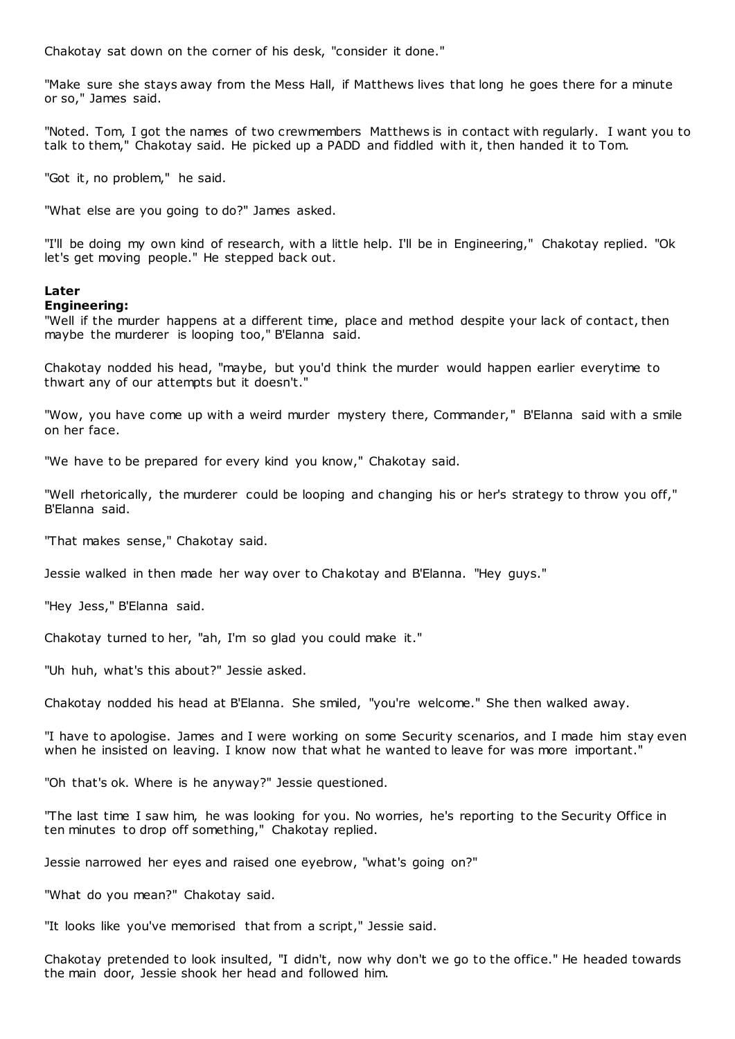Chakotay sat down on the corner of his desk, "consider it done."

"Make sure she stays away from the Mess Hall, if Matthews lives that long he goes there for a minute or so," James said.

"Noted. Tom, I got the names of two crewmembers Matthews is in contact with regularly. I want you to talk to them," Chakotay said. He picked up a PADD and fiddled with it, then handed it to Tom.

"Got it, no problem," he said.

"What else are you going to do?" James asked.

"I'll be doing my own kind of research, with a little help. I'll be in Engineering," Chakotay replied. "Ok let's get moving people." He stepped back out.

**Later**
**Engineering:**

"Well if the murder happens at a different time, place and method despite your lack of contact, then maybe the murderer is looping too," B'Elanna said.

Chakotay nodded his head, "maybe, but you'd think the murder would happen earlier everytime to thwart any of our attempts but it doesn't."

"Wow, you have come up with a weird murder mystery there, Commander," B'Elanna said with a smile on her face.

"We have to be prepared for every kind you know," Chakotay said.

"Well rhetorically, the murderer could be looping and changing his or her's strategy to throw you off," B'Elanna said.

"That makes sense," Chakotay said.

Jessie walked in then made her way over to Chakotay and B'Elanna. "Hey guys."

"Hey Jess," B'Elanna said.

Chakotay turned to her, "ah, I'm so glad you could make it."

"Uh huh, what's this about?" Jessie asked.

Chakotay nodded his head at B'Elanna. She smiled, "you're welcome." She then walked away.

"I have to apologise. James and I were working on some Security scenarios, and I made him stay even when he insisted on leaving. I know now that what he wanted to leave for was more important."

"Oh that's ok. Where is he anyway?" Jessie questioned.

"The last time I saw him, he was looking for you. No worries, he's reporting to the Security Office in ten minutes to drop off something," Chakotay replied.

Jessie narrowed her eyes and raised one eyebrow, "what's going on?"

"What do you mean?" Chakotay said.

"It looks like you've memorised that from a script," Jessie said.

Chakotay pretended to look insulted, "I didn't, now why don't we go to the office." He headed towards the main door, Jessie shook her head and followed him.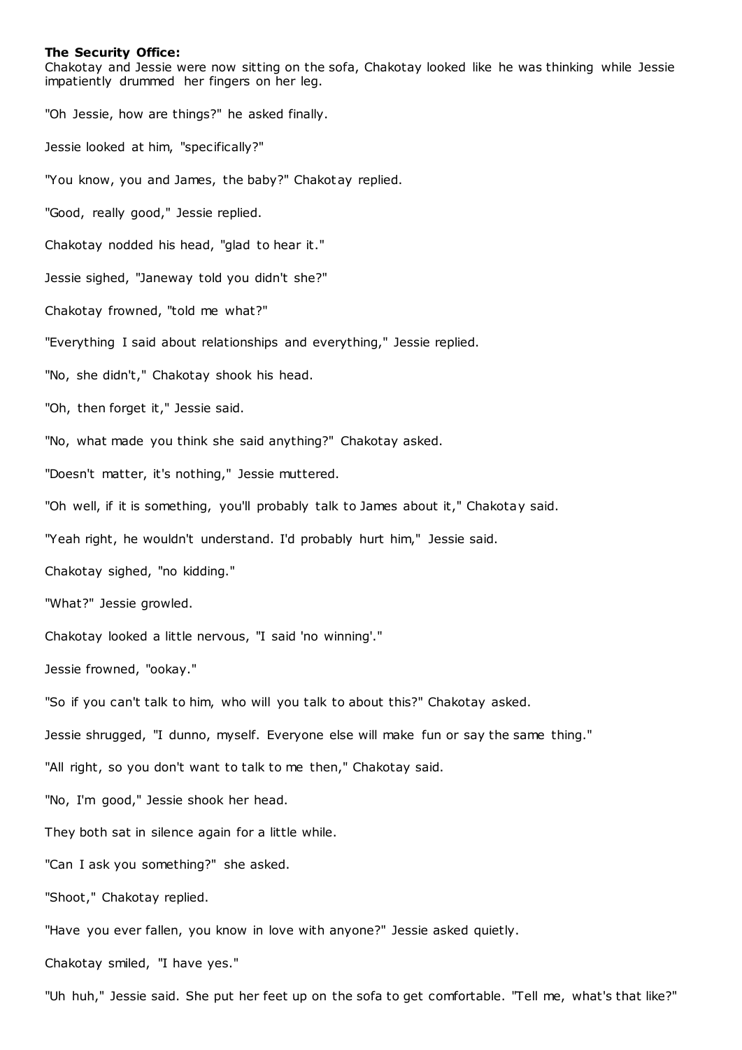**The Security Office:**

Chakotay and Jessie were now sitting on the sofa, Chakotay looked like he was thinking while Jessie impatiently drummed her fingers on her leg.

"Oh Jessie, how are things?" he asked finally.

Jessie looked at him, "specifically?"

"You know, you and James, the baby?" Chakotay replied.

"Good, really good," Jessie replied.

Chakotay nodded his head, "glad to hear it."

Jessie sighed, "Janeway told you didn't she?"

Chakotay frowned, "told me what?"

"Everything I said about relationships and everything," Jessie replied.

"No, she didn't," Chakotay shook his head.

"Oh, then forget it," Jessie said.

"No, what made you think she said anything?" Chakotay asked.

"Doesn't matter, it's nothing," Jessie muttered.

"Oh well, if it is something, you'll probably talk to James about it," Chakotay said.

"Yeah right, he wouldn't understand. I'd probably hurt him," Jessie said.

Chakotay sighed, "no kidding."

"What?" Jessie growled.

Chakotay looked a little nervous, "I said 'no winning'."

Jessie frowned, "ookay."

"So if you can't talk to him, who will you talk to about this?" Chakotay asked.

Jessie shrugged, "I dunno, myself. Everyone else will make fun or say the same thing."

"All right, so you don't want to talk to me then," Chakotay said.

"No, I'm good," Jessie shook her head.

They both sat in silence again for a little while.

"Can I ask you something?" she asked.

"Shoot," Chakotay replied.

"Have you ever fallen, you know in love with anyone?" Jessie asked quietly.

Chakotay smiled, "I have yes."

"Uh huh," Jessie said. She put her feet up on the sofa to get comfortable. "Tell me, what's that like?"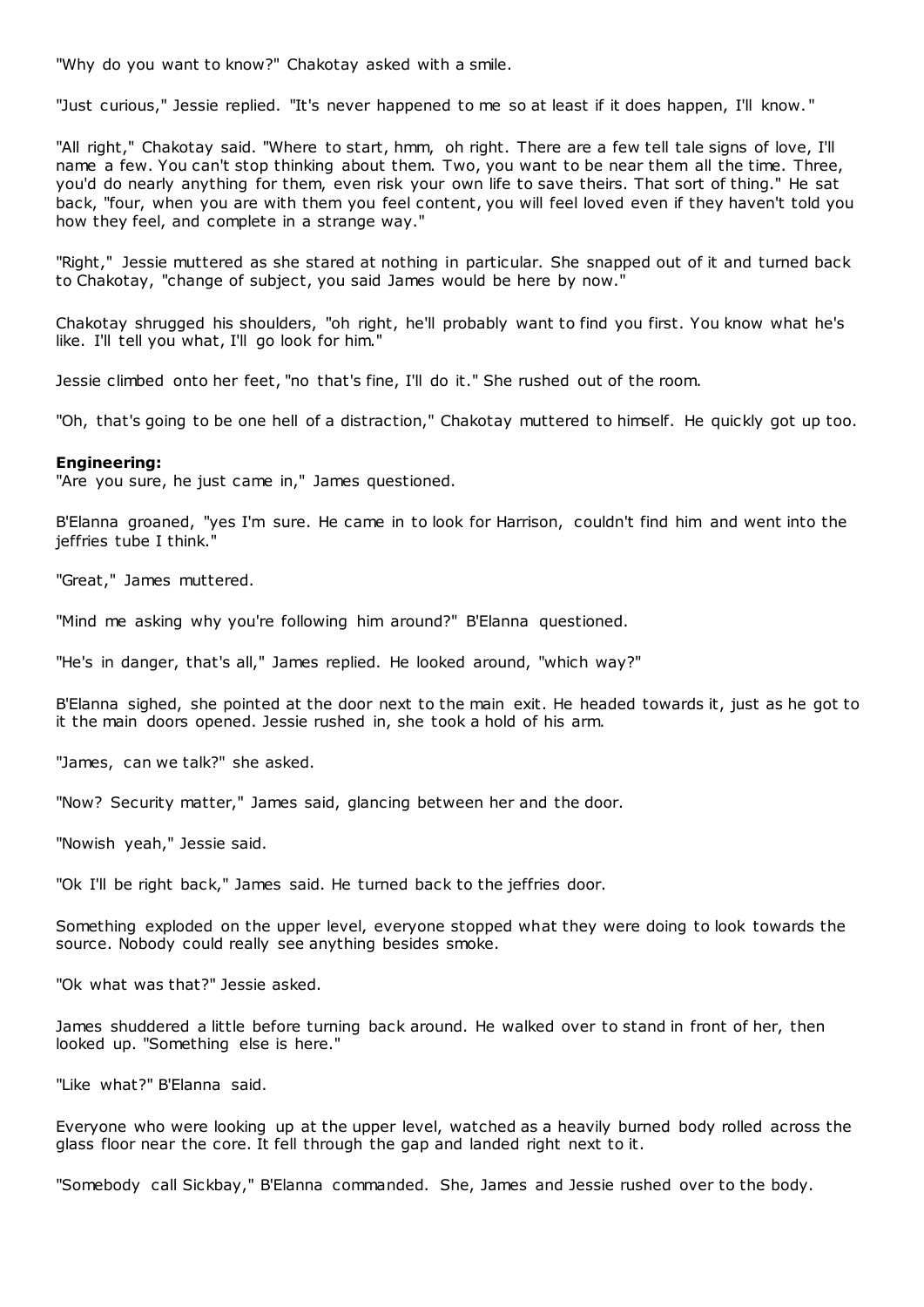"Why do you want to know?" Chakotay asked with a smile.

"Just curious," Jessie replied. "It's never happened to me so at least if it does happen, I'll know."

"All right," Chakotay said. "Where to start, hmm, oh right. There are a few tell tale signs of love, I'll name a few. You can't stop thinking about them. Two, you want to be near them all the time. Three, you'd do nearly anything for them, even risk your own life to save theirs. That sort of thing." He sat back, "four, when you are with them you feel content, you will feel loved even if they haven't told you how they feel, and complete in a strange way."

"Right," Jessie muttered as she stared at nothing in particular. She snapped out of it and turned back to Chakotay, "change of subject, you said James would be here by now."

Chakotay shrugged his shoulders, "oh right, he'll probably want to find you first. You know what he's like. I'll tell you what, I'll go look for him."

Jessie climbed onto her feet, "no that's fine, I'll do it." She rushed out of the room.

"Oh, that's going to be one hell of a distraction," Chakotay muttered to himself. He quickly got up too.

**Engineering:**

"Are you sure, he just came in," James questioned.

B'Elanna groaned, "yes I'm sure. He came in to look for Harrison, couldn't find him and went into the jeffries tube I think."

"Great," James muttered.

"Mind me asking why you're following him around?" B'Elanna questioned.

"He's in danger, that's all," James replied. He looked around, "which way?"

B'Elanna sighed, she pointed at the door next to the main exit. He headed towards it, just as he got to it the main doors opened. Jessie rushed in, she took a hold of his arm.

"James, can we talk?" she asked.

"Now? Security matter," James said, glancing between her and the door.

"Nowish yeah," Jessie said.

"Ok I'll be right back," James said. He turned back to the jeffries door.

Something exploded on the upper level, everyone stopped what they were doing to look towards the source. Nobody could really see anything besides smoke.

"Ok what was that?" Jessie asked.

James shuddered a little before turning back around. He walked over to stand in front of her, then looked up. "Something else is here."

"Like what?" B'Elanna said.

Everyone who were looking up at the upper level, watched as a heavily burned body rolled across the glass floor near the core. It fell through the gap and landed right next to it.

"Somebody call Sickbay," B'Elanna commanded. She, James and Jessie rushed over to the body.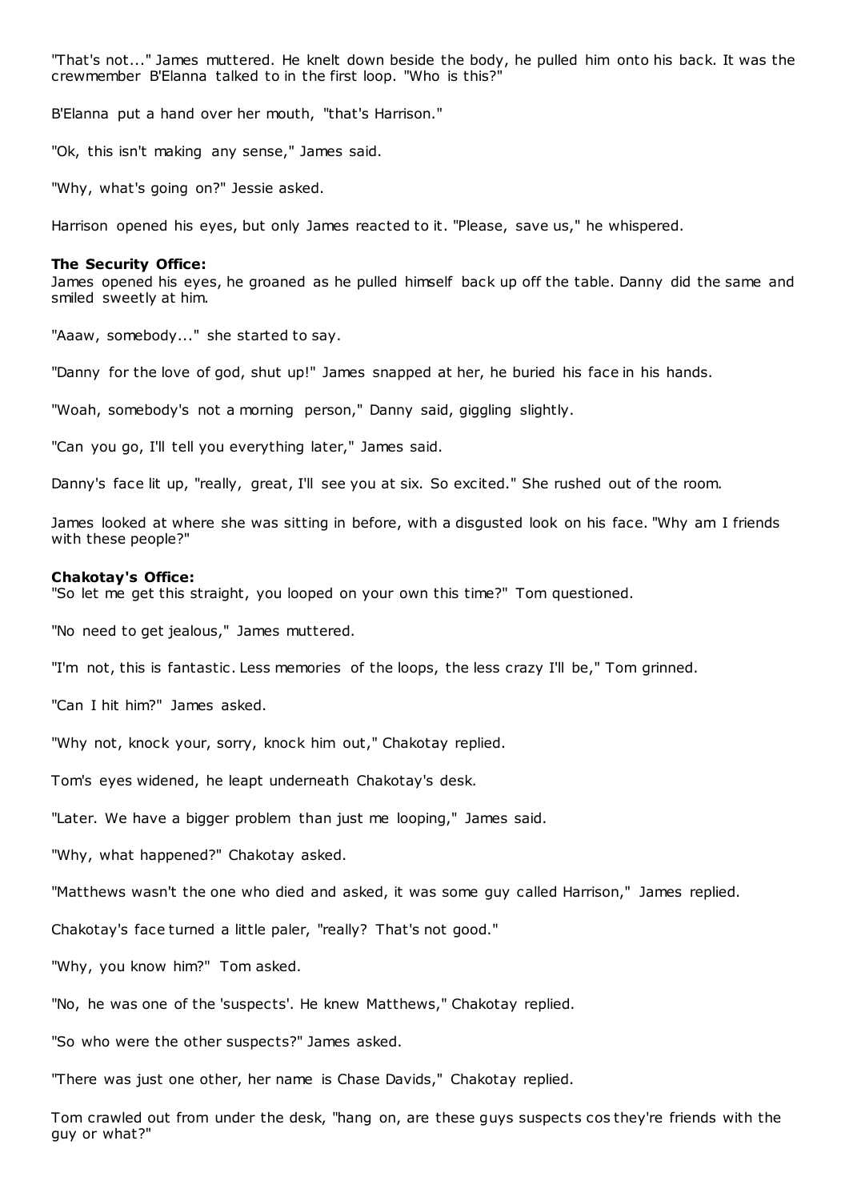"That's not..." James muttered. He knelt down beside the body, he pulled him onto his back. It was the crewmember B'Elanna talked to in the first loop. "Who is this?"

B'Elanna put a hand over her mouth, "that's Harrison."

"Ok, this isn't making any sense," James said.

"Why, what's going on?" Jessie asked.

Harrison opened his eyes, but only James reacted to it. "Please, save us," he whispered.

**The Security Office:**
James opened his eyes, he groaned as he pulled himself back up off the table. Danny did the same and smiled sweetly at him.

"Aaaw, somebody..." she started to say.

"Danny for the love of god, shut up!" James snapped at her, he buried his face in his hands.

"Woah, somebody's not a morning person," Danny said, giggling slightly.

"Can you go, I'll tell you everything later," James said.

Danny's face lit up, "really, great, I'll see you at six. So excited." She rushed out of the room.

James looked at where she was sitting in before, with a disgusted look on his face. "Why am I friends with these people?"

**Chakotay's Office:**
"So let me get this straight, you looped on your own this time?" Tom questioned.

"No need to get jealous," James muttered.

"I'm not, this is fantastic. Less memories of the loops, the less crazy I'll be," Tom grinned.

"Can I hit him?" James asked.

"Why not, knock your, sorry, knock him out," Chakotay replied.

Tom's eyes widened, he leapt underneath Chakotay's desk.

"Later. We have a bigger problem than just me looping," James said.

"Why, what happened?" Chakotay asked.

"Matthews wasn't the one who died and asked, it was some guy called Harrison," James replied.

Chakotay's face turned a little paler, "really? That's not good."

"Why, you know him?" Tom asked.

"No, he was one of the 'suspects'. He knew Matthews," Chakotay replied.

"So who were the other suspects?" James asked.

"There was just one other, her name is Chase Davids," Chakotay replied.

Tom crawled out from under the desk, "hang on, are these guys suspects cos they're friends with the guy or what?"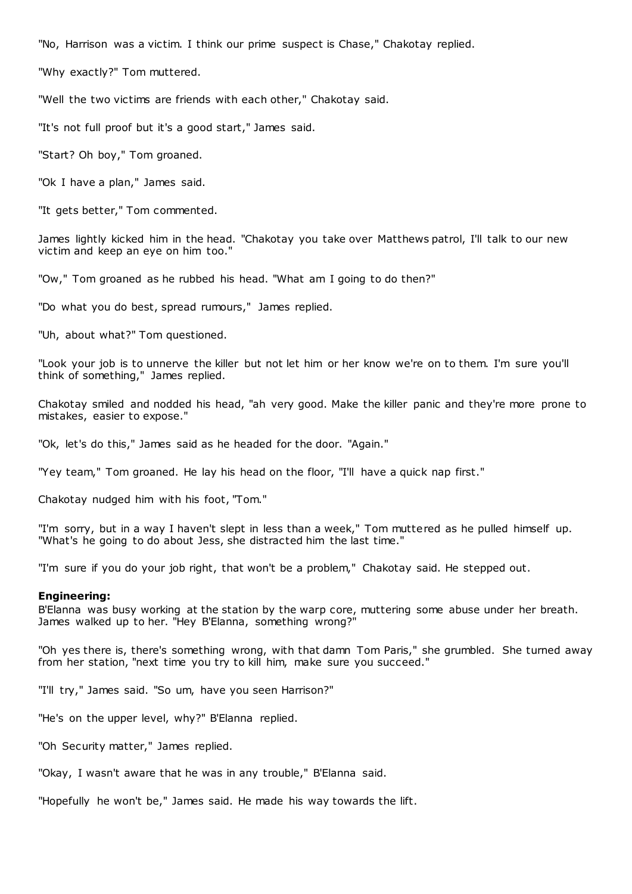"No, Harrison was a victim. I think our prime suspect is Chase," Chakotay replied.

"Why exactly?" Tom muttered.

"Well the two victims are friends with each other," Chakotay said.

"It's not full proof but it's a good start," James said.

"Start? Oh boy," Tom groaned.

"Ok I have a plan," James said.

"It gets better," Tom commented.

James lightly kicked him in the head. "Chakotay you take over Matthews patrol, I'll talk to our new victim and keep an eye on him too."

"Ow," Tom groaned as he rubbed his head. "What am I going to do then?"

"Do what you do best, spread rumours," James replied.

"Uh, about what?" Tom questioned.

"Look your job is to unnerve the killer but not let him or her know we're on to them. I'm sure you'll think of something," James replied.

Chakotay smiled and nodded his head, "ah very good. Make the killer panic and they're more prone to mistakes, easier to expose."

"Ok, let's do this," James said as he headed for the door. "Again."

"Yey team," Tom groaned. He lay his head on the floor, "I'll have a quick nap first."

Chakotay nudged him with his foot, "Tom."

"I'm sorry, but in a way I haven't slept in less than a week," Tom muttered as he pulled himself up. "What's he going to do about Jess, she distracted him the last time."

"I'm sure if you do your job right, that won't be a problem," Chakotay said. He stepped out.

**Engineering:**
B'Elanna was busy working at the station by the warp core, muttering some abuse under her breath. James walked up to her. "Hey B'Elanna, something wrong?"

"Oh yes there is, there's something wrong, with that damn Tom Paris," she grumbled. She turned away from her station, "next time you try to kill him, make sure you succeed."

"I'll try," James said. "So um, have you seen Harrison?"

"He's on the upper level, why?" B'Elanna replied.

"Oh Security matter," James replied.

"Okay, I wasn't aware that he was in any trouble," B'Elanna said.

"Hopefully he won't be," James said. He made his way towards the lift.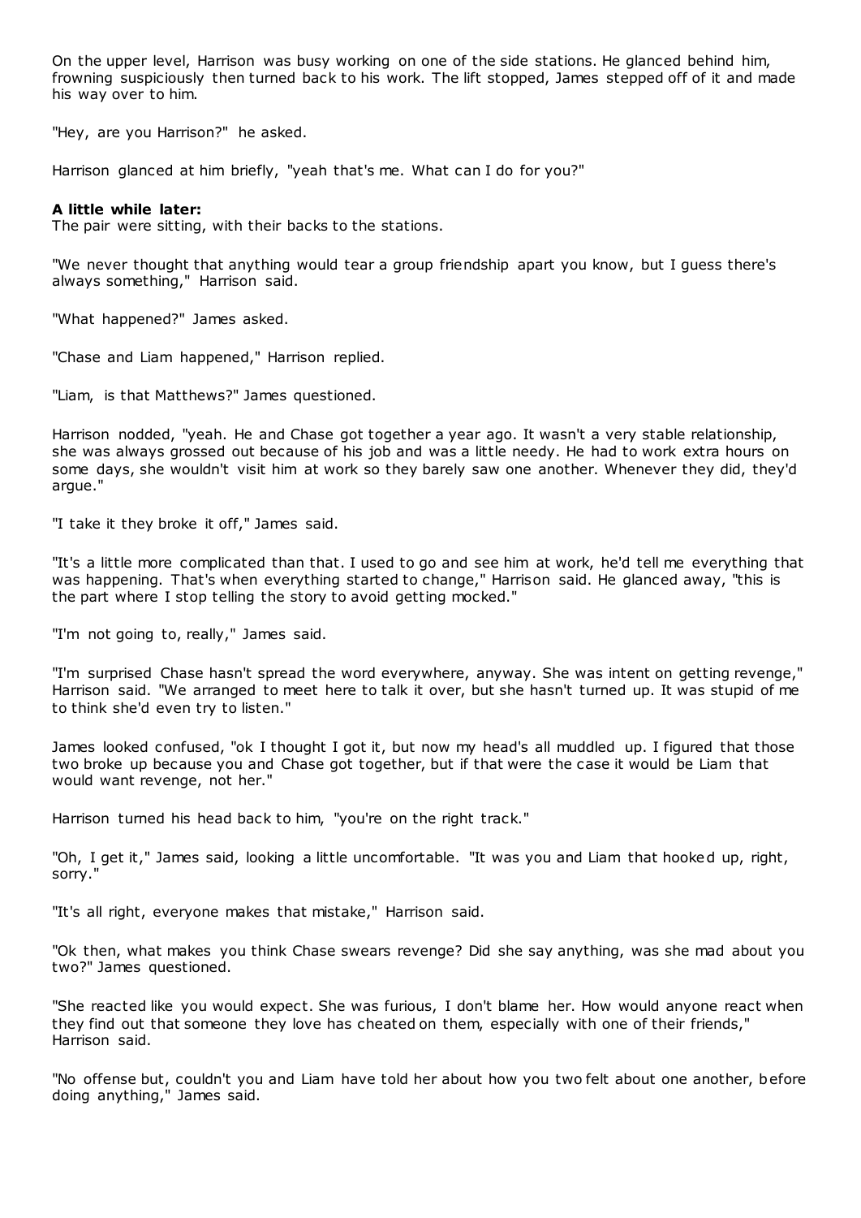On the upper level, Harrison was busy working on one of the side stations. He glanced behind him, frowning suspiciously then turned back to his work. The lift stopped, James stepped off of it and made his way over to him.

"Hey, are you Harrison?" he asked.

Harrison glanced at him briefly, "yeah that's me. What can I do for you?"

**A little while later:**
The pair were sitting, with their backs to the stations.

"We never thought that anything would tear a group friendship apart you know, but I guess there's always something," Harrison said.

"What happened?" James asked.

"Chase and Liam happened," Harrison replied.

"Liam, is that Matthews?" James questioned.

Harrison nodded, "yeah. He and Chase got together a year ago. It wasn't a very stable relationship, she was always grossed out because of his job and was a little needy. He had to work extra hours on some days, she wouldn't visit him at work so they barely saw one another. Whenever they did, they'd argue."

"I take it they broke it off," James said.

"It's a little more complicated than that. I used to go and see him at work, he'd tell me everything that was happening. That's when everything started to change," Harrison said. He glanced away, "this is the part where I stop telling the story to avoid getting mocked."

"I'm not going to, really," James said.

"I'm surprised Chase hasn't spread the word everywhere, anyway. She was intent on getting revenge," Harrison said. "We arranged to meet here to talk it over, but she hasn't turned up. It was stupid of me to think she'd even try to listen."

James looked confused, "ok I thought I got it, but now my head's all muddled up. I figured that those two broke up because you and Chase got together, but if that were the case it would be Liam that would want revenge, not her."

Harrison turned his head back to him, "you're on the right track."

"Oh, I get it," James said, looking a little uncomfortable. "It was you and Liam that hooked up, right, sorry."

"It's all right, everyone makes that mistake," Harrison said.

"Ok then, what makes you think Chase swears revenge? Did she say anything, was she mad about you two?" James questioned.

"She reacted like you would expect. She was furious, I don't blame her. How would anyone react when they find out that someone they love has cheated on them, especially with one of their friends," Harrison said.

"No offense but, couldn't you and Liam have told her about how you two felt about one another, before doing anything," James said.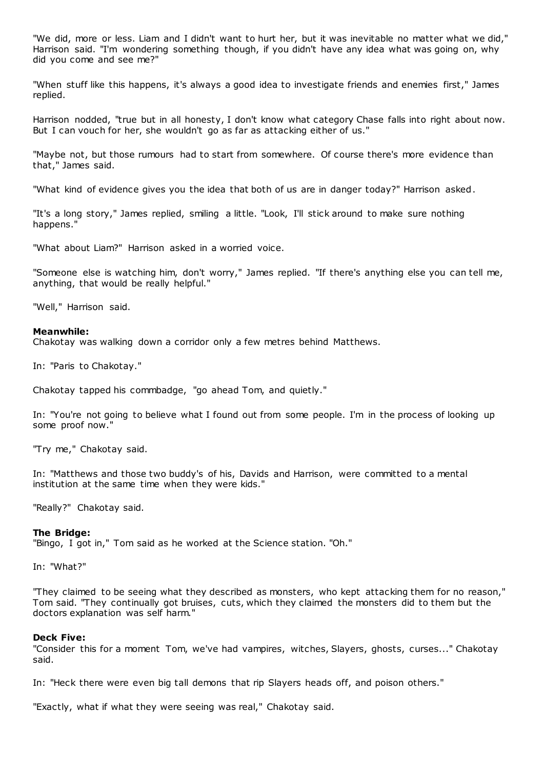"We did, more or less. Liam and I didn't want to hurt her, but it was inevitable no matter what we did," Harrison said. "I'm wondering something though, if you didn't have any idea what was going on, why did you come and see me?"

"When stuff like this happens, it's always a good idea to investigate friends and enemies first," James replied.

Harrison nodded, "true but in all honesty, I don't know what category Chase falls into right about now. But I can vouch for her, she wouldn't go as far as attacking either of us."

"Maybe not, but those rumours had to start from somewhere. Of course there's more evidence than that," James said.

"What kind of evidence gives you the idea that both of us are in danger today?" Harrison asked.

"It's a long story," James replied, smiling a little. "Look, I'll stick around to make sure nothing happens."

"What about Liam?" Harrison asked in a worried voice.

"Someone else is watching him, don't worry," James replied. "If there's anything else you can tell me, anything, that would be really helpful."

"Well," Harrison said.

**Meanwhile:**
Chakotay was walking down a corridor only a few metres behind Matthews.

In: "Paris to Chakotay."

Chakotay tapped his commbadge, "go ahead Tom, and quietly."

In: "You're not going to believe what I found out from some people. I'm in the process of looking up some proof now."

"Try me," Chakotay said.

In: "Matthews and those two buddy's of his, Davids and Harrison, were committed to a mental institution at the same time when they were kids."

"Really?" Chakotay said.

**The Bridge:**
"Bingo, I got in," Tom said as he worked at the Science station. "Oh."

In: "What?"

"They claimed to be seeing what they described as monsters, who kept attacking them for no reason," Tom said. "They continually got bruises, cuts, which they claimed the monsters did to them but the doctors explanation was self harm."

**Deck Five:**
"Consider this for a moment Tom, we've had vampires, witches, Slayers, ghosts, curses..." Chakotay said.

In: "Heck there were even big tall demons that rip Slayers heads off, and poison others."

"Exactly, what if what they were seeing was real," Chakotay said.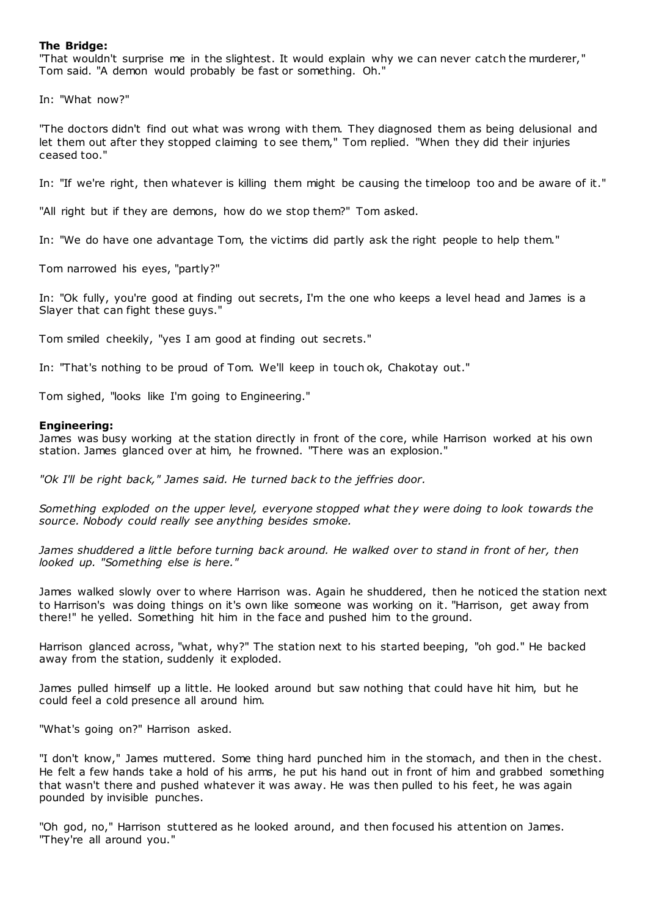**The Bridge:**

"That wouldn't surprise me in the slightest. It would explain why we can never catch the murderer," Tom said. "A demon would probably be fast or something. Oh."

In: "What now?"

"The doctors didn't find out what was wrong with them. They diagnosed them as being delusional and let them out after they stopped claiming to see them," Tom replied. "When they did their injuries ceased too."

In: "If we're right, then whatever is killing them might be causing the timeloop too and be aware of it."

"All right but if they are demons, how do we stop them?" Tom asked.

In: "We do have one advantage Tom, the victims did partly ask the right people to help them."

Tom narrowed his eyes, "partly?"

In: "Ok fully, you're good at finding out secrets, I'm the one who keeps a level head and James is a Slayer that can fight these guys."

Tom smiled cheekily, "yes I am good at finding out secrets."

In: "That's nothing to be proud of Tom. We'll keep in touch ok, Chakotay out."

Tom sighed, "looks like I'm going to Engineering."

**Engineering:**

James was busy working at the station directly in front of the core, while Harrison worked at his own station. James glanced over at him, he frowned. "There was an explosion."

*"Ok I'll be right back," James said. He turned back to the jeffries door.*

*Something exploded on the upper level, everyone stopped what they were doing to look towards the source. Nobody could really see anything besides smoke.*

*James shuddered a little before turning back around. He walked over to stand in front of her, then looked up. "Something else is here."*

James walked slowly over to where Harrison was. Again he shuddered, then he noticed the station next to Harrison's was doing things on it's own like someone was working on it. "Harrison, get away from there!" he yelled. Something hit him in the face and pushed him to the ground.

Harrison glanced across, "what, why?" The station next to his started beeping, "oh god." He backed away from the station, suddenly it exploded.

James pulled himself up a little. He looked around but saw nothing that could have hit him, but he could feel a cold presence all around him.

"What's going on?" Harrison asked.

"I don't know," James muttered. Some thing hard punched him in the stomach, and then in the chest. He felt a few hands take a hold of his arms, he put his hand out in front of him and grabbed something that wasn't there and pushed whatever it was away. He was then pulled to his feet, he was again pounded by invisible punches.

"Oh god, no," Harrison stuttered as he looked around, and then focused his attention on James. "They're all around you."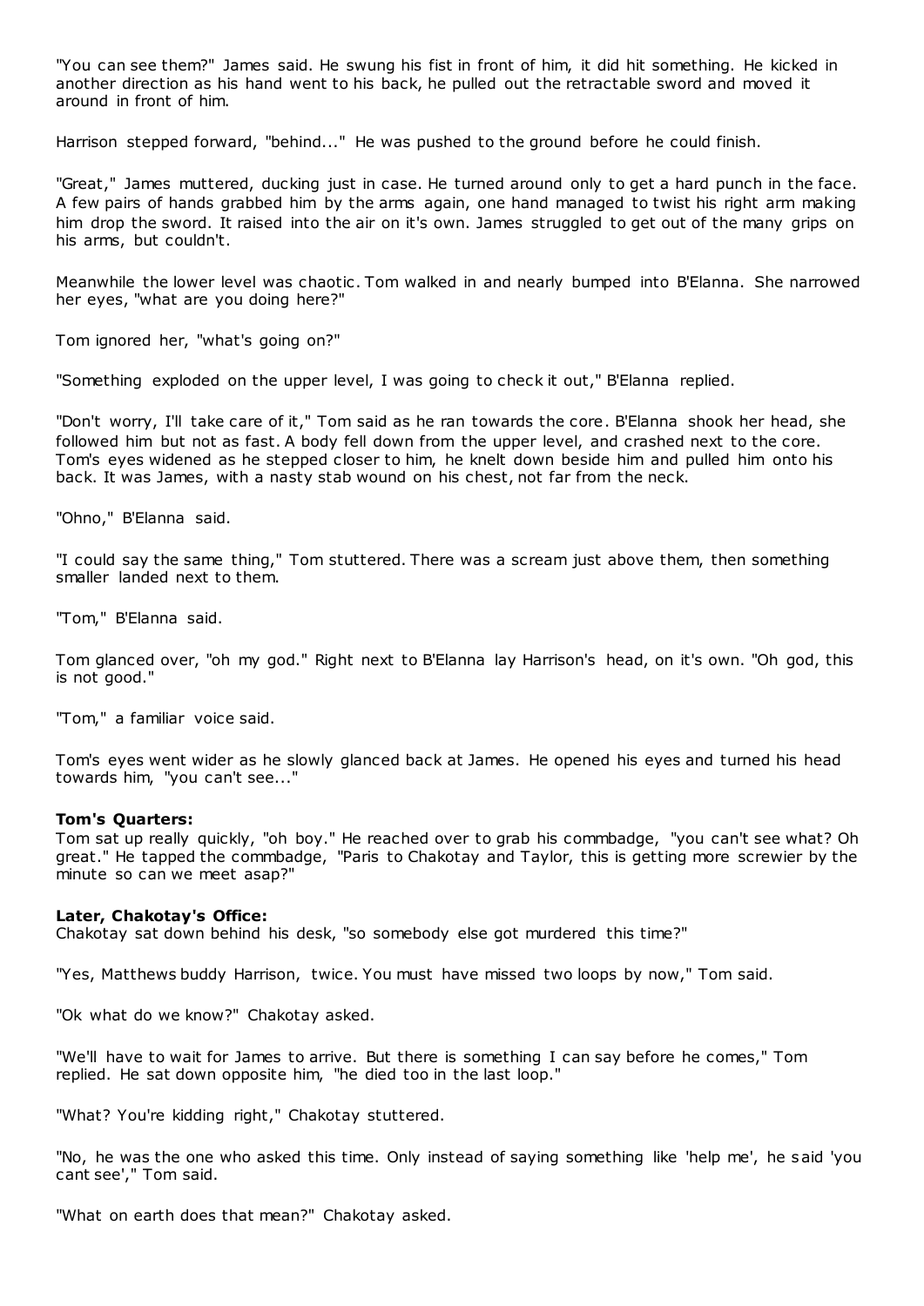"You can see them?" James said. He swung his fist in front of him, it did hit something. He kicked in another direction as his hand went to his back, he pulled out the retractable sword and moved it around in front of him.

Harrison stepped forward, "behind..." He was pushed to the ground before he could finish.

"Great," James muttered, ducking just in case. He turned around only to get a hard punch in the face. A few pairs of hands grabbed him by the arms again, one hand managed to twist his right arm making him drop the sword. It raised into the air on it's own. James struggled to get out of the many grips on his arms, but couldn't.

Meanwhile the lower level was chaotic. Tom walked in and nearly bumped into B'Elanna. She narrowed her eyes, "what are you doing here?"

Tom ignored her, "what's going on?"

"Something exploded on the upper level, I was going to check it out," B'Elanna replied.

"Don't worry, I'll take care of it," Tom said as he ran towards the core. B'Elanna shook her head, she followed him but not as fast. A body fell down from the upper level, and crashed next to the core. Tom's eyes widened as he stepped closer to him, he knelt down beside him and pulled him onto his back. It was James, with a nasty stab wound on his chest, not far from the neck.

"Ohno," B'Elanna said.

"I could say the same thing," Tom stuttered. There was a scream just above them, then something smaller landed next to them.

"Tom," B'Elanna said.

Tom glanced over, "oh my god." Right next to B'Elanna lay Harrison's head, on it's own. "Oh god, this is not good."

"Tom," a familiar voice said.

Tom's eyes went wider as he slowly glanced back at James. He opened his eyes and turned his head towards him, "you can't see..."

**Tom's Quarters:**
Tom sat up really quickly, "oh boy." He reached over to grab his commbadge, "you can't see what? Oh great." He tapped the commbadge, "Paris to Chakotay and Taylor, this is getting more screwier by the minute so can we meet asap?"

**Later, Chakotay's Office:**
Chakotay sat down behind his desk, "so somebody else got murdered this time?"

"Yes, Matthews buddy Harrison, twice. You must have missed two loops by now," Tom said.

"Ok what do we know?" Chakotay asked.

"We'll have to wait for James to arrive. But there is something I can say before he comes," Tom replied. He sat down opposite him, "he died too in the last loop."

"What? You're kidding right," Chakotay stuttered.

"No, he was the one who asked this time. Only instead of saying something like 'help me', he said 'you cant see'," Tom said.

"What on earth does that mean?" Chakotay asked.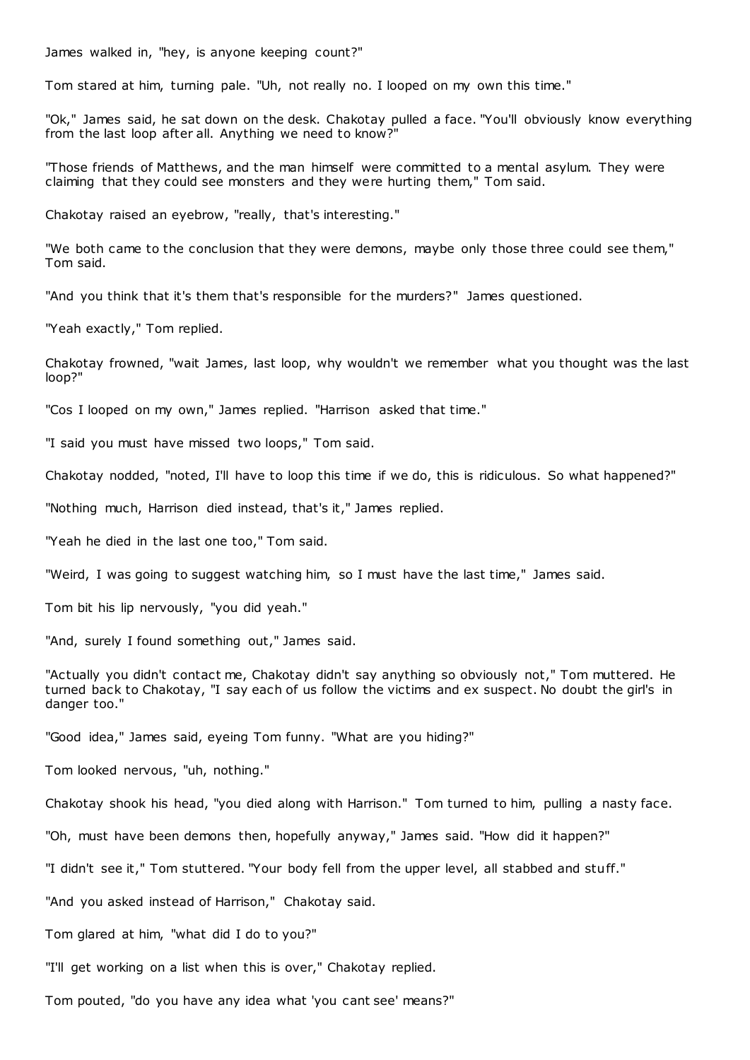James walked in, "hey, is anyone keeping count?"

Tom stared at him, turning pale. "Uh, not really no. I looped on my own this time."

"Ok," James said, he sat down on the desk. Chakotay pulled a face. "You'll obviously know everything from the last loop after all. Anything we need to know?"

"Those friends of Matthews, and the man himself were committed to a mental asylum. They were claiming that they could see monsters and they were hurting them," Tom said.

Chakotay raised an eyebrow, "really, that's interesting."

"We both came to the conclusion that they were demons, maybe only those three could see them," Tom said.

"And you think that it's them that's responsible for the murders?" James questioned.

"Yeah exactly," Tom replied.

Chakotay frowned, "wait James, last loop, why wouldn't we remember what you thought was the last loop?"

"Cos I looped on my own," James replied. "Harrison asked that time."

"I said you must have missed two loops," Tom said.

Chakotay nodded, "noted, I'll have to loop this time if we do, this is ridiculous. So what happened?"

"Nothing much, Harrison died instead, that's it," James replied.

"Yeah he died in the last one too," Tom said.

"Weird, I was going to suggest watching him, so I must have the last time," James said.

Tom bit his lip nervously, "you did yeah."

"And, surely I found something out," James said.

"Actually you didn't contact me, Chakotay didn't say anything so obviously not," Tom muttered. He turned back to Chakotay, "I say each of us follow the victims and ex suspect. No doubt the girl's in danger too."

"Good idea," James said, eyeing Tom funny. "What are you hiding?"

Tom looked nervous, "uh, nothing."

Chakotay shook his head, "you died along with Harrison." Tom turned to him, pulling a nasty face.

"Oh, must have been demons then, hopefully anyway," James said. "How did it happen?"

"I didn't see it," Tom stuttered. "Your body fell from the upper level, all stabbed and stuff."

"And you asked instead of Harrison," Chakotay said.

Tom glared at him, "what did I do to you?"

"I'll get working on a list when this is over," Chakotay replied.

Tom pouted, "do you have any idea what 'you cant see' means?"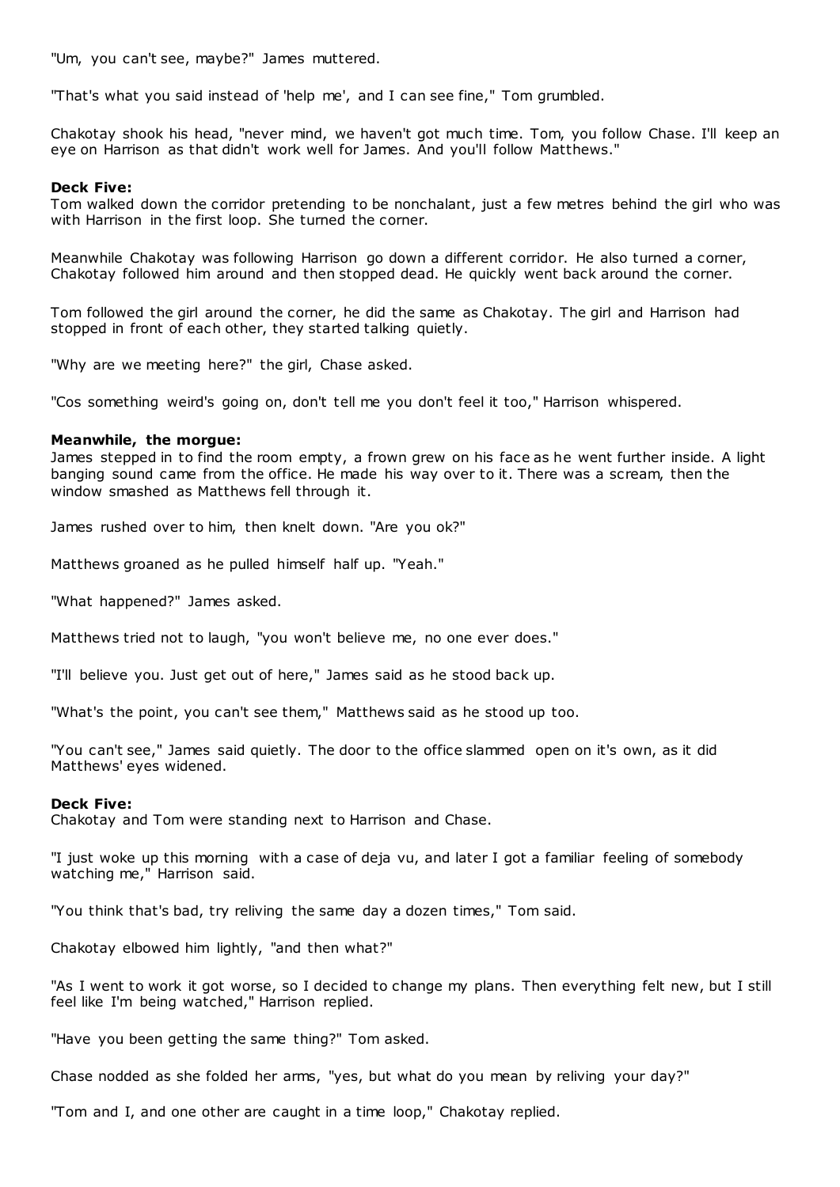"Um, you can't see, maybe?" James muttered.

"That's what you said instead of 'help me', and I can see fine," Tom grumbled.

Chakotay shook his head, "never mind, we haven't got much time. Tom, you follow Chase. I'll keep an eye on Harrison as that didn't work well for James. And you'll follow Matthews."

**Deck Five:**
Tom walked down the corridor pretending to be nonchalant, just a few metres behind the girl who was with Harrison in the first loop. She turned the corner.

Meanwhile Chakotay was following Harrison go down a different corridor. He also turned a corner, Chakotay followed him around and then stopped dead. He quickly went back around the corner.

Tom followed the girl around the corner, he did the same as Chakotay. The girl and Harrison had stopped in front of each other, they started talking quietly.

"Why are we meeting here?" the girl, Chase asked.

"Cos something weird's going on, don't tell me you don't feel it too," Harrison whispered.

**Meanwhile, the morgue:**
James stepped in to find the room empty, a frown grew on his face as he went further inside. A light banging sound came from the office. He made his way over to it. There was a scream, then the window smashed as Matthews fell through it.

James rushed over to him, then knelt down. "Are you ok?"

Matthews groaned as he pulled himself half up. "Yeah."

"What happened?" James asked.

Matthews tried not to laugh, "you won't believe me, no one ever does."

"I'll believe you. Just get out of here," James said as he stood back up.

"What's the point, you can't see them," Matthews said as he stood up too.

"You can't see," James said quietly. The door to the office slammed open on it's own, as it did Matthews' eyes widened.

**Deck Five:**
Chakotay and Tom were standing next to Harrison and Chase.

"I just woke up this morning with a case of deja vu, and later I got a familiar feeling of somebody watching me," Harrison said.

"You think that's bad, try reliving the same day a dozen times," Tom said.

Chakotay elbowed him lightly, "and then what?"

"As I went to work it got worse, so I decided to change my plans. Then everything felt new, but I still feel like I'm being watched," Harrison replied.

"Have you been getting the same thing?" Tom asked.

Chase nodded as she folded her arms, "yes, but what do you mean by reliving your day?"

"Tom and I, and one other are caught in a time loop," Chakotay replied.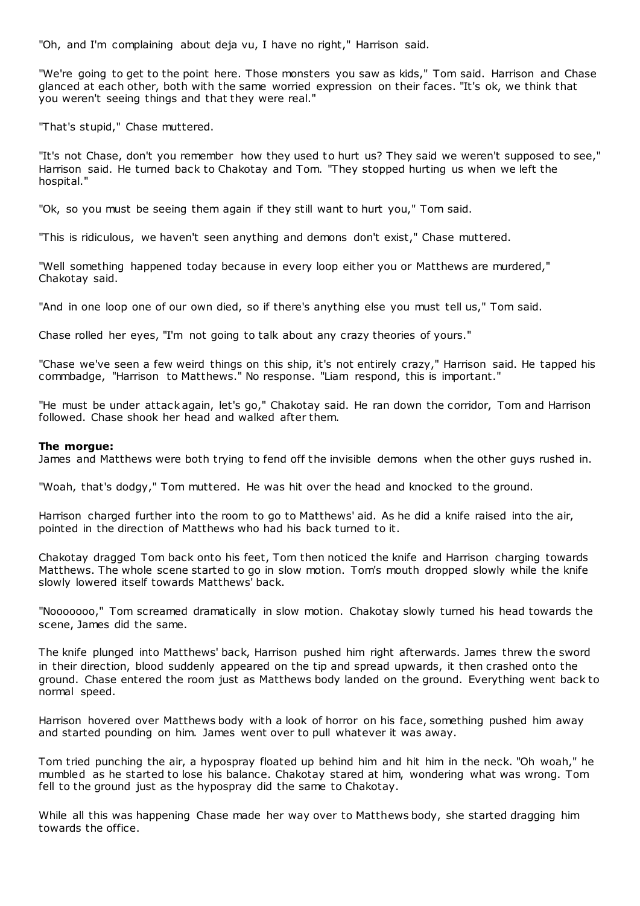"Oh, and I'm complaining about deja vu, I have no right," Harrison said.

"We're going to get to the point here. Those monsters you saw as kids," Tom said. Harrison and Chase glanced at each other, both with the same worried expression on their faces. "It's ok, we think that you weren't seeing things and that they were real."

"That's stupid," Chase muttered.

"It's not Chase, don't you remember how they used to hurt us? They said we weren't supposed to see," Harrison said. He turned back to Chakotay and Tom. "They stopped hurting us when we left the hospital."

"Ok, so you must be seeing them again if they still want to hurt you," Tom said.

"This is ridiculous, we haven't seen anything and demons don't exist," Chase muttered.

"Well something happened today because in every loop either you or Matthews are murdered," Chakotay said.

"And in one loop one of our own died, so if there's anything else you must tell us," Tom said.

Chase rolled her eyes, "I'm not going to talk about any crazy theories of yours."

"Chase we've seen a few weird things on this ship, it's not entirely crazy," Harrison said. He tapped his commbadge, "Harrison to Matthews." No response. "Liam respond, this is important."

"He must be under attack again, let's go," Chakotay said. He ran down the corridor, Tom and Harrison followed. Chase shook her head and walked after them.

**The morgue:**
James and Matthews were both trying to fend off the invisible demons when the other guys rushed in.

"Woah, that's dodgy," Tom muttered. He was hit over the head and knocked to the ground.

Harrison charged further into the room to go to Matthews' aid. As he did a knife raised into the air, pointed in the direction of Matthews who had his back turned to it.

Chakotay dragged Tom back onto his feet, Tom then noticed the knife and Harrison charging towards Matthews. The whole scene started to go in slow motion. Tom's mouth dropped slowly while the knife slowly lowered itself towards Matthews' back.

"Nooooooo," Tom screamed dramatically in slow motion. Chakotay slowly turned his head towards the scene, James did the same.

The knife plunged into Matthews' back, Harrison pushed him right afterwards. James threw the sword in their direction, blood suddenly appeared on the tip and spread upwards, it then crashed onto the ground. Chase entered the room just as Matthews body landed on the ground. Everything went back to normal speed.

Harrison hovered over Matthews body with a look of horror on his face, something pushed him away and started pounding on him. James went over to pull whatever it was away.

Tom tried punching the air, a hypospray floated up behind him and hit him in the neck. "Oh woah," he mumbled as he started to lose his balance. Chakotay stared at him, wondering what was wrong. Tom fell to the ground just as the hypospray did the same to Chakotay.

While all this was happening Chase made her way over to Matthews body, she started dragging him towards the office.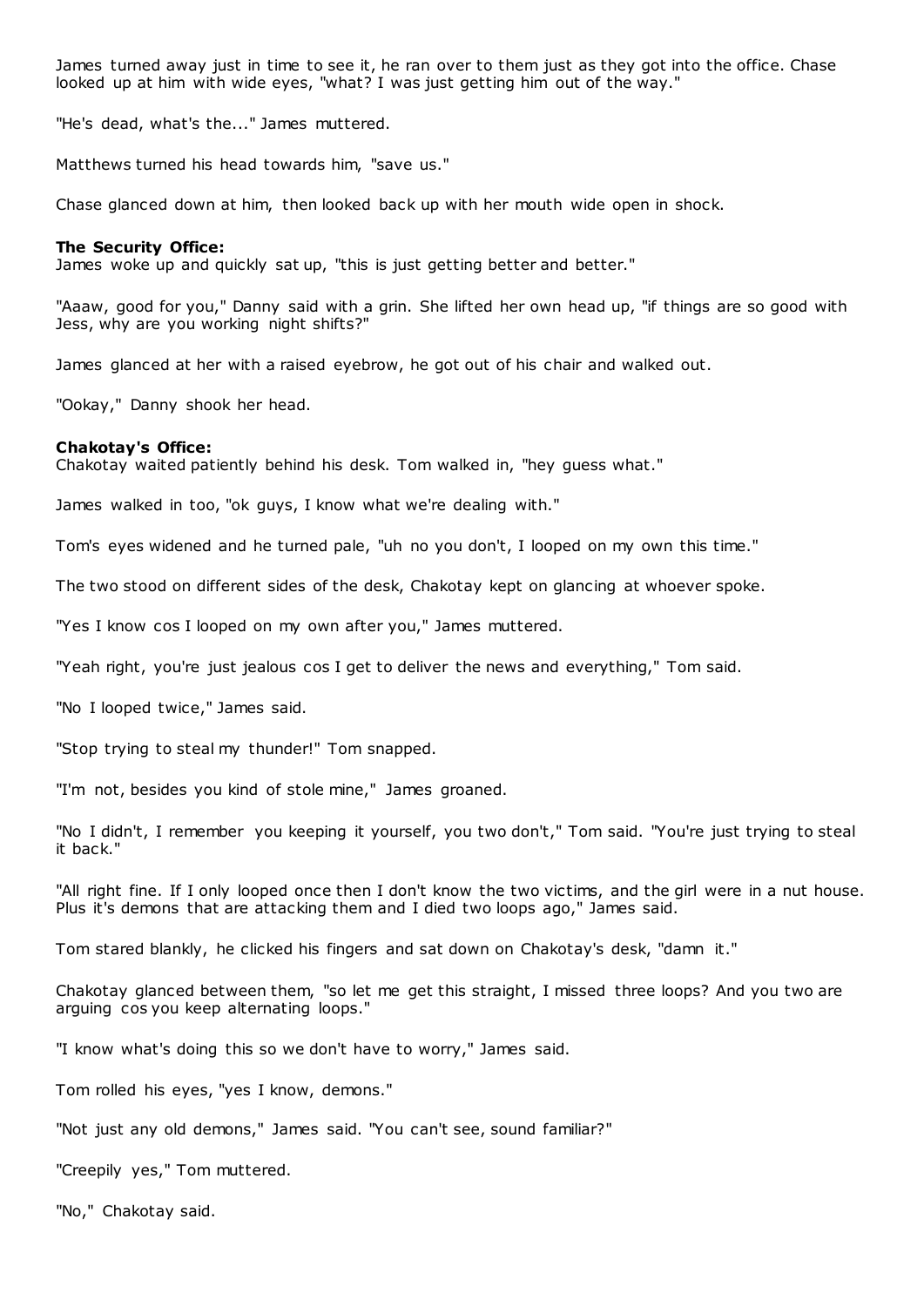James turned away just in time to see it, he ran over to them just as they got into the office. Chase looked up at him with wide eyes, "what? I was just getting him out of the way."

"He's dead, what's the..." James muttered.

Matthews turned his head towards him, "save us."

Chase glanced down at him, then looked back up with her mouth wide open in shock.

**The Security Office:**
James woke up and quickly sat up, "this is just getting better and better."

"Aaaw, good for you," Danny said with a grin. She lifted her own head up, "if things are so good with Jess, why are you working night shifts?"

James glanced at her with a raised eyebrow, he got out of his chair and walked out.

"Ookay," Danny shook her head.

**Chakotay's Office:**
Chakotay waited patiently behind his desk. Tom walked in, "hey guess what."

James walked in too, "ok guys, I know what we're dealing with."

Tom's eyes widened and he turned pale, "uh no you don't, I looped on my own this time."

The two stood on different sides of the desk, Chakotay kept on glancing at whoever spoke.

"Yes I know cos I looped on my own after you," James muttered.

"Yeah right, you're just jealous cos I get to deliver the news and everything," Tom said.

"No I looped twice," James said.

"Stop trying to steal my thunder!" Tom snapped.

"I'm not, besides you kind of stole mine," James groaned.

"No I didn't, I remember you keeping it yourself, you two don't," Tom said. "You're just trying to steal it back."

"All right fine. If I only looped once then I don't know the two victims, and the girl were in a nut house. Plus it's demons that are attacking them and I died two loops ago," James said.

Tom stared blankly, he clicked his fingers and sat down on Chakotay's desk, "damn it."

Chakotay glanced between them, "so let me get this straight, I missed three loops? And you two are arguing cos you keep alternating loops."

"I know what's doing this so we don't have to worry," James said.

Tom rolled his eyes, "yes I know, demons."

"Not just any old demons," James said. "You can't see, sound familiar?"

"Creepily yes," Tom muttered.

"No," Chakotay said.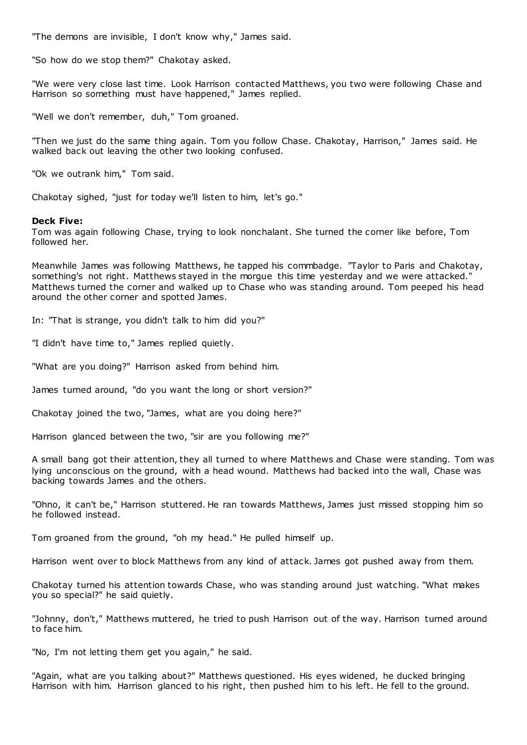"The demons are invisible, I don't know why," James said.

"So how do we stop them?" Chakotay asked.

"We were very close last time. Look Harrison contacted Matthews, you two were following Chase and Harrison so something must have happened," James replied.

"Well we don't remember, duh," Tom groaned.

"Then we just do the same thing again. Tom you follow Chase. Chakotay, Harrison," James said. He walked back out leaving the other two looking confused.

"Ok we outrank him," Tom said.

Chakotay sighed, "just for today we'll listen to him, let's go."

**Deck Five:**
Tom was again following Chase, trying to look nonchalant. She turned the corner like before, Tom followed her.

Meanwhile James was following Matthews, he tapped his commbadge. "Taylor to Paris and Chakotay, something's not right. Matthews stayed in the morgue this time yesterday and we were attacked." Matthews turned the corner and walked up to Chase who was standing around. Tom peeped his head around the other corner and spotted James.

In: "That is strange, you didn't talk to him did you?"

"I didn't have time to," James replied quietly.

"What are you doing?" Harrison asked from behind him.

James turned around, "do you want the long or short version?"

Chakotay joined the two, "James, what are you doing here?"

Harrison glanced between the two, "sir are you following me?"

A small bang got their attention, they all turned to where Matthews and Chase were standing. Tom was lying unconscious on the ground, with a head wound. Matthews had backed into the wall, Chase was backing towards James and the others.

"Ohno, it can't be," Harrison stuttered. He ran towards Matthews, James just missed stopping him so he followed instead.

Tom groaned from the ground, "oh my head." He pulled himself up.

Harrison went over to block Matthews from any kind of attack. James got pushed away from them.

Chakotay turned his attention towards Chase, who was standing around just watching. "What makes you so special?" he said quietly.

"Johnny, don't," Matthews muttered, he tried to push Harrison out of the way. Harrison turned around to face him.

"No, I'm not letting them get you again," he said.

"Again, what are you talking about?" Matthews questioned. His eyes widened, he ducked bringing Harrison with him. Harrison glanced to his right, then pushed him to his left. He fell to the ground.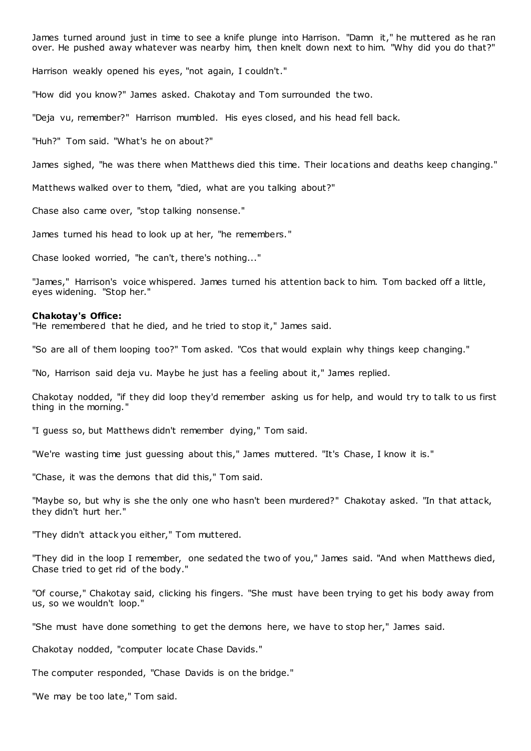James turned around just in time to see a knife plunge into Harrison. "Damn it," he muttered as he ran over. He pushed away whatever was nearby him, then knelt down next to him. "Why did you do that?"

Harrison weakly opened his eyes, "not again, I couldn't."

"How did you know?" James asked. Chakotay and Tom surrounded the two.

"Deja vu, remember?" Harrison mumbled. His eyes closed, and his head fell back.

"Huh?" Tom said. "What's he on about?"

James sighed, "he was there when Matthews died this time. Their locations and deaths keep changing."

Matthews walked over to them, "died, what are you talking about?"

Chase also came over, "stop talking nonsense."

James turned his head to look up at her, "he remembers."

Chase looked worried, "he can't, there's nothing..."

"James," Harrison's voice whispered. James turned his attention back to him. Tom backed off a little, eyes widening. "Stop her."

**Chakotay's Office:**
"He remembered that he died, and he tried to stop it," James said.

"So are all of them looping too?" Tom asked. "Cos that would explain why things keep changing."

"No, Harrison said deja vu. Maybe he just has a feeling about it," James replied.

Chakotay nodded, "if they did loop they'd remember asking us for help, and would try to talk to us first thing in the morning."

"I guess so, but Matthews didn't remember dying," Tom said.

"We're wasting time just guessing about this," James muttered. "It's Chase, I know it is."

"Chase, it was the demons that did this," Tom said.

"Maybe so, but why is she the only one who hasn't been murdered?" Chakotay asked. "In that attack, they didn't hurt her."

"They didn't attack you either," Tom muttered.

"They did in the loop I remember, one sedated the two of you," James said. "And when Matthews died, Chase tried to get rid of the body."

"Of course," Chakotay said, clicking his fingers. "She must have been trying to get his body away from us, so we wouldn't loop."

"She must have done something to get the demons here, we have to stop her," James said.

Chakotay nodded, "computer locate Chase Davids."

The computer responded, "Chase Davids is on the bridge."

"We may be too late," Tom said.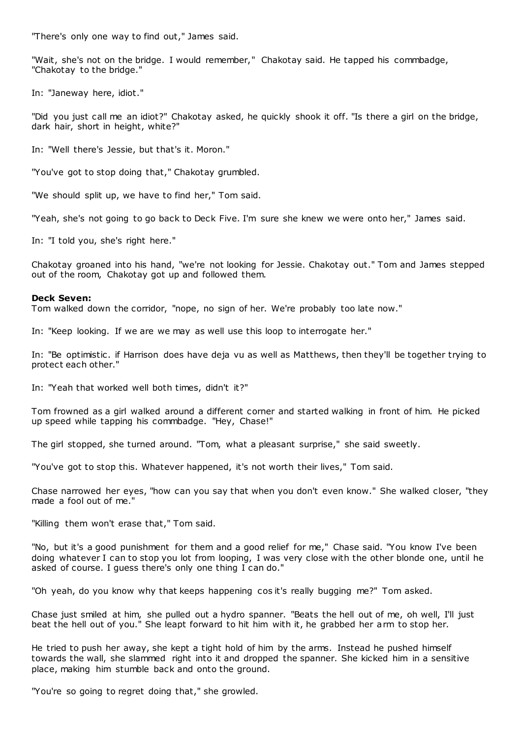"There's only one way to find out," James said.

"Wait, she's not on the bridge. I would remember," Chakotay said. He tapped his commbadge, "Chakotay to the bridge."

In: "Janeway here, idiot."

"Did you just call me an idiot?" Chakotay asked, he quickly shook it off. "Is there a girl on the bridge, dark hair, short in height, white?"

In: "Well there's Jessie, but that's it. Moron."

"You've got to stop doing that," Chakotay grumbled.

"We should split up, we have to find her," Tom said.

"Yeah, she's not going to go back to Deck Five. I'm sure she knew we were onto her," James said.

In: "I told you, she's right here."

Chakotay groaned into his hand, "we're not looking for Jessie. Chakotay out." Tom and James stepped out of the room, Chakotay got up and followed them.

**Deck Seven:**
Tom walked down the corridor, "nope, no sign of her. We're probably too late now."

In: "Keep looking. If we are we may as well use this loop to interrogate her."

In: "Be optimistic. if Harrison does have deja vu as well as Matthews, then they'll be together trying to protect each other."

In: "Yeah that worked well both times, didn't it?"

Tom frowned as a girl walked around a different corner and started walking in front of him. He picked up speed while tapping his commbadge. "Hey, Chase!"

The girl stopped, she turned around. "Tom, what a pleasant surprise," she said sweetly.

"You've got to stop this. Whatever happened, it's not worth their lives," Tom said.

Chase narrowed her eyes, "how can you say that when you don't even know." She walked closer, "they made a fool out of me."

"Killing them won't erase that," Tom said.

"No, but it's a good punishment for them and a good relief for me," Chase said. "You know I've been doing whatever I can to stop you lot from looping, I was very close with the other blonde one, until he asked of course. I guess there's only one thing I can do."

"Oh yeah, do you know why that keeps happening cos it's really bugging me?" Tom asked.

Chase just smiled at him, she pulled out a hydro spanner. "Beats the hell out of me, oh well, I'll just beat the hell out of you." She leapt forward to hit him with it, he grabbed her arm to stop her.

He tried to push her away, she kept a tight hold of him by the arms. Instead he pushed himself towards the wall, she slammed right into it and dropped the spanner. She kicked him in a sensitive place, making him stumble back and onto the ground.

"You're so going to regret doing that," she growled.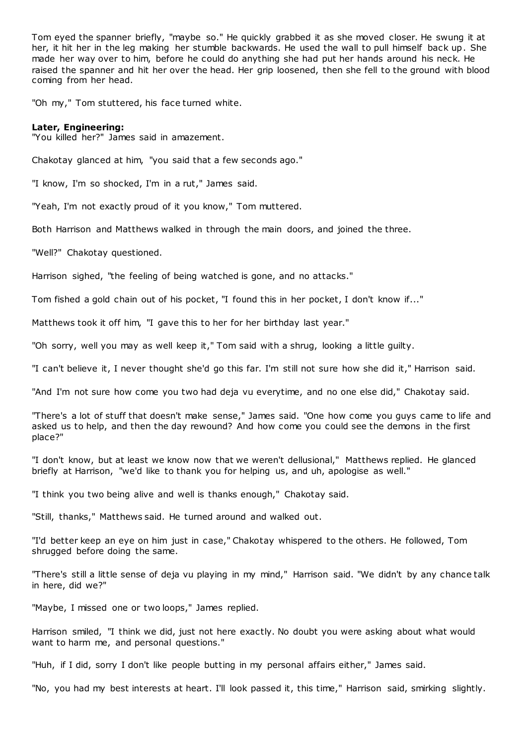Tom eyed the spanner briefly, "maybe so." He quickly grabbed it as she moved closer. He swung it at her, it hit her in the leg making her stumble backwards. He used the wall to pull himself back up. She made her way over to him, before he could do anything she had put her hands around his neck. He raised the spanner and hit her over the head. Her grip loosened, then she fell to the ground with blood coming from her head.

"Oh my," Tom stuttered, his face turned white.

**Later, Engineering:**
"You killed her?" James said in amazement.

Chakotay glanced at him, "you said that a few seconds ago."

"I know, I'm so shocked, I'm in a rut," James said.

"Yeah, I'm not exactly proud of it you know," Tom muttered.

Both Harrison and Matthews walked in through the main doors, and joined the three.

"Well?" Chakotay questioned.

Harrison sighed, "the feeling of being watched is gone, and no attacks."

Tom fished a gold chain out of his pocket, "I found this in her pocket, I don't know if..."

Matthews took it off him, "I gave this to her for her birthday last year."

"Oh sorry, well you may as well keep it," Tom said with a shrug, looking a little guilty.

"I can't believe it, I never thought she'd go this far. I'm still not sure how she did it," Harrison said.

"And I'm not sure how come you two had deja vu everytime, and no one else did," Chakotay said.

"There's a lot of stuff that doesn't make sense," James said. "One how come you guys came to life and asked us to help, and then the day rewound? And how come you could see the demons in the first place?"

"I don't know, but at least we know now that we weren't dellusional," Matthews replied. He glanced briefly at Harrison, "we'd like to thank you for helping us, and uh, apologise as well."

"I think you two being alive and well is thanks enough," Chakotay said.

"Still, thanks," Matthews said. He turned around and walked out.

"I'd better keep an eye on him just in case," Chakotay whispered to the others. He followed, Tom shrugged before doing the same.

"There's still a little sense of deja vu playing in my mind," Harrison said. "We didn't by any chance talk in here, did we?"

"Maybe, I missed one or two loops," James replied.

Harrison smiled, "I think we did, just not here exactly. No doubt you were asking about what would want to harm me, and personal questions."

"Huh, if I did, sorry I don't like people butting in my personal affairs either," James said.

"No, you had my best interests at heart. I'll look passed it, this time," Harrison said, smirking slightly.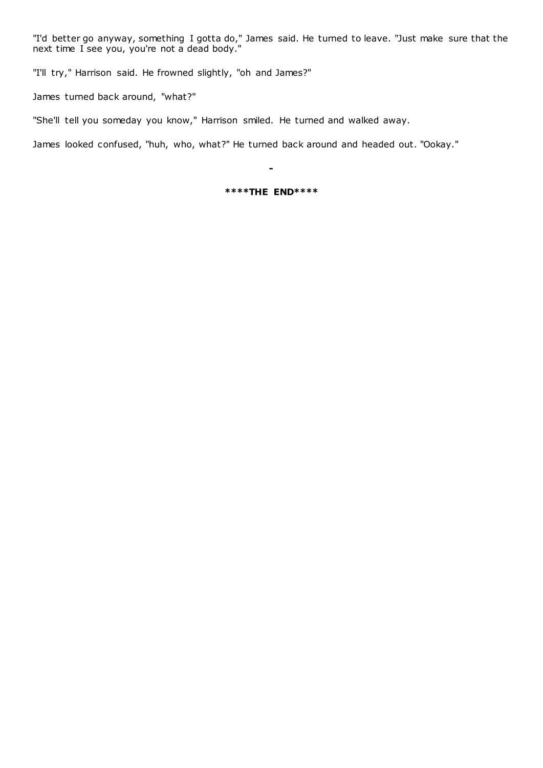"I'd better go anyway, something I gotta do," James said. He turned to leave. "Just make sure that the next time I see you, you're not a dead body."

"I'll try," Harrison said. He frowned slightly, "oh and James?"

James turned back around, "what?"

"She'll tell you someday you know," Harrison smiled. He turned and walked away.

James looked confused, "huh, who, what?" He turned back around and headed out. "Ookay."

-

**\*\*\*\*THE END\*\*\*\***